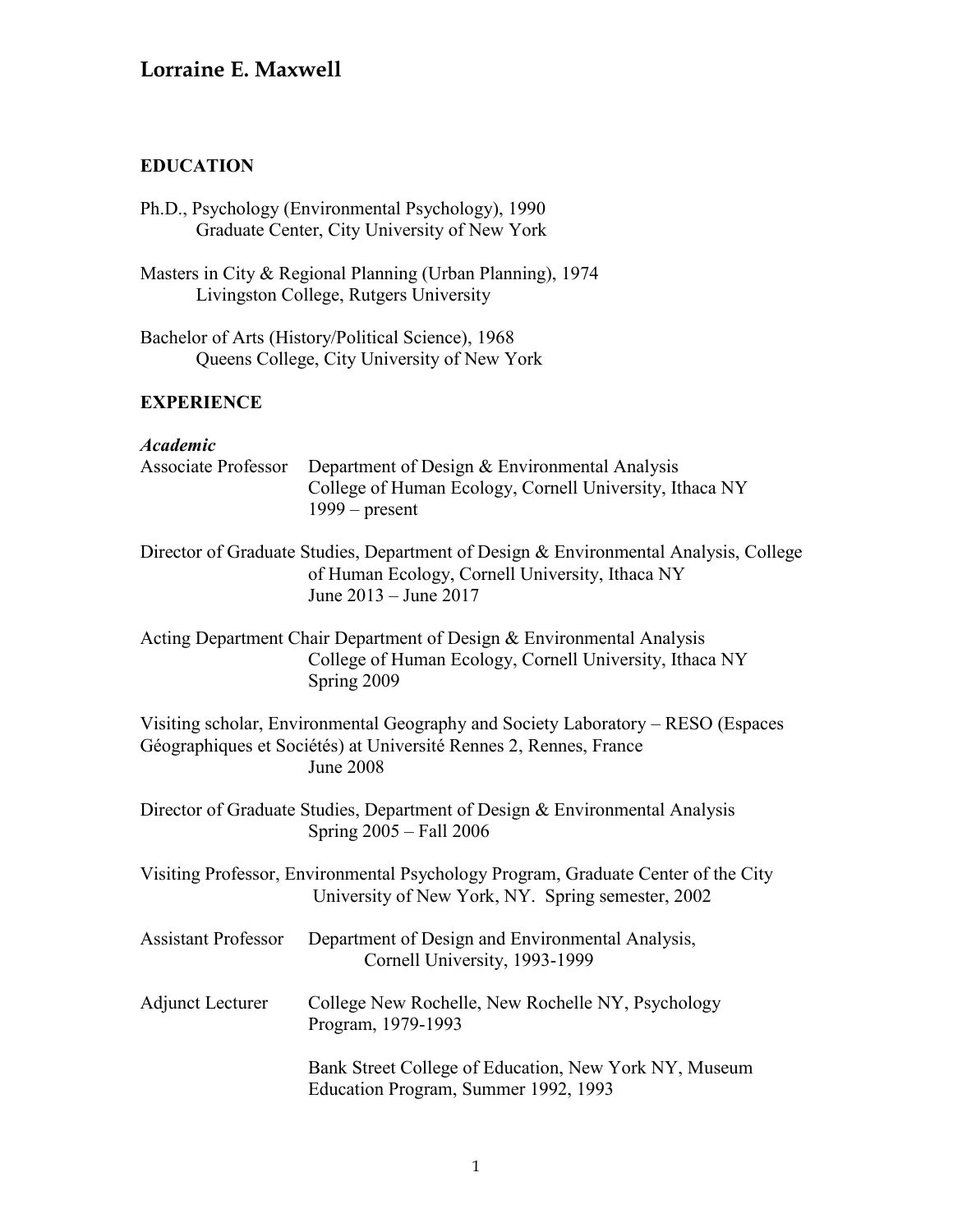# Lorraine E. Maxwell

## EDUCATION

Ph.D., Psychology (Environmental Psychology), 1990
Graduate Center, City University of New York

Masters in City & Regional Planning (Urban Planning), 1974
Livingston College, Rutgers University

Bachelor of Arts (History/Political Science), 1968
Queens College, City University of New York

## EXPERIENCE

### *Academic*

Associate Professor — Department of Design & Environmental Analysis
College of Human Ecology, Cornell University, Ithaca NY
1999 – present

Director of Graduate Studies, Department of Design & Environmental Analysis, College of Human Ecology, Cornell University, Ithaca NY
June 2013 – June 2017

Acting Department Chair Department of Design & Environmental Analysis
College of Human Ecology, Cornell University, Ithaca NY
Spring 2009

Visiting scholar, Environmental Geography and Society Laboratory – RESO (Espaces Géographiques et Sociétés) at Université Rennes 2, Rennes, France
June 2008

Director of Graduate Studies, Department of Design & Environmental Analysis
Spring 2005 – Fall 2006

Visiting Professor, Environmental Psychology Program, Graduate Center of the City University of New York, NY. Spring semester, 2002

Assistant Professor — Department of Design and Environmental Analysis,
Cornell University, 1993-1999

Adjunct Lecturer — College New Rochelle, New Rochelle NY, Psychology Program, 1979-1993

Bank Street College of Education, New York NY, Museum Education Program, Summer 1992, 1993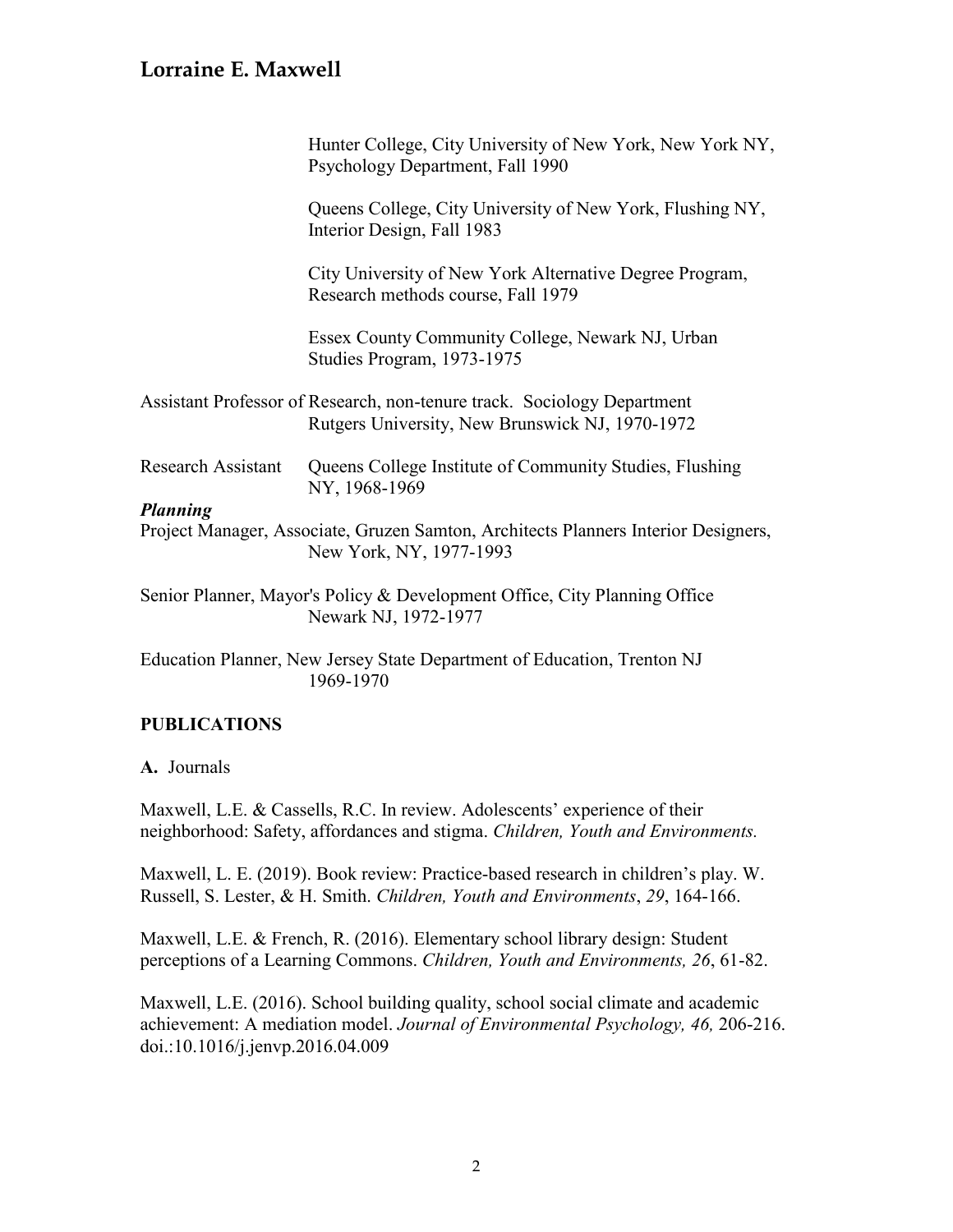Hunter College, City University of New York, New York NY, Psychology Department, Fall 1990

Queens College, City University of New York, Flushing NY, Interior Design, Fall 1983

City University of New York Alternative Degree Program, Research methods course, Fall 1979

Essex County Community College, Newark NJ, Urban Studies Program, 1973-1975

Assistant Professor of Research, non-tenure track. Sociology Department Rutgers University, New Brunswick NJ, 1970-1972

Research Assistant Queens College Institute of Community Studies, Flushing NY, 1968-1969

***Planning***

Project Manager, Associate, Gruzen Samton, Architects Planners Interior Designers, New York, NY, 1977-1993

Senior Planner, Mayor's Policy & Development Office, City Planning Office Newark NJ, 1972-1977

Education Planner, New Jersey State Department of Education, Trenton NJ 1969-1970

## PUBLICATIONS

**A.** Journals

Maxwell, L.E. & Cassells, R.C. In review. Adolescents' experience of their neighborhood: Safety, affordances and stigma. *Children, Youth and Environments.*

Maxwell, L. E. (2019). Book review: Practice-based research in children's play. W. Russell, S. Lester, & H. Smith. *Children, Youth and Environments*, *29*, 164-166.

Maxwell, L.E. & French, R. (2016). Elementary school library design: Student perceptions of a Learning Commons. *Children, Youth and Environments, 26*, 61-82.

Maxwell, L.E. (2016). School building quality, school social climate and academic achievement: A mediation model. *Journal of Environmental Psychology, 46,* 206-216. doi.:10.1016/j.jenvp.2016.04.009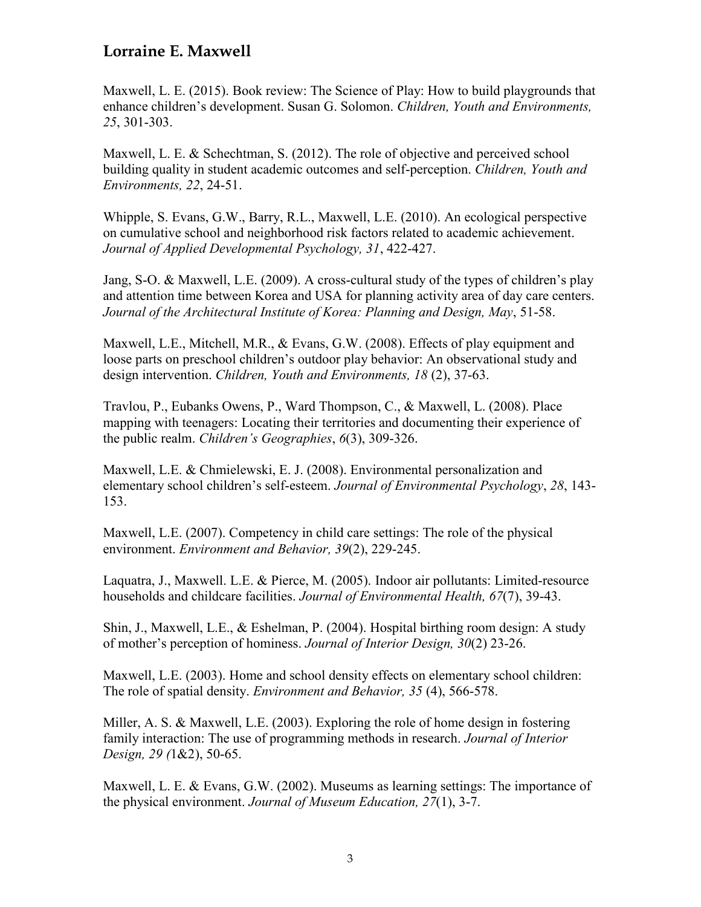Maxwell, L. E. (2015). Book review: The Science of Play: How to build playgrounds that enhance children's development. Susan G. Solomon. *Children, Youth and Environments, 25*, 301-303.

Maxwell, L. E. & Schechtman, S. (2012). The role of objective and perceived school building quality in student academic outcomes and self-perception. *Children, Youth and Environments, 22*, 24-51.

Whipple, S. Evans, G.W., Barry, R.L., Maxwell, L.E. (2010). An ecological perspective on cumulative school and neighborhood risk factors related to academic achievement. *Journal of Applied Developmental Psychology, 31*, 422-427.

Jang, S-O. & Maxwell, L.E. (2009). A cross-cultural study of the types of children's play and attention time between Korea and USA for planning activity area of day care centers. *Journal of the Architectural Institute of Korea: Planning and Design, May*, 51-58.

Maxwell, L.E., Mitchell, M.R., & Evans, G.W. (2008). Effects of play equipment and loose parts on preschool children's outdoor play behavior: An observational study and design intervention. *Children, Youth and Environments, 18* (2), 37-63.

Travlou, P., Eubanks Owens, P., Ward Thompson, C., & Maxwell, L. (2008). Place mapping with teenagers: Locating their territories and documenting their experience of the public realm. *Children's Geographies*, *6*(3), 309-326.

Maxwell, L.E. & Chmielewski, E. J. (2008). Environmental personalization and elementary school children's self-esteem. *Journal of Environmental Psychology*, *28*, 143-153.

Maxwell, L.E. (2007). Competency in child care settings: The role of the physical environment. *Environment and Behavior, 39*(2), 229-245.

Laquatra, J., Maxwell. L.E. & Pierce, M. (2005). Indoor air pollutants: Limited-resource households and childcare facilities. *Journal of Environmental Health, 67*(7), 39-43.

Shin, J., Maxwell, L.E., & Eshelman, P. (2004). Hospital birthing room design: A study of mother's perception of hominess. *Journal of Interior Design, 30*(2) 23-26.

Maxwell, L.E. (2003). Home and school density effects on elementary school children: The role of spatial density. *Environment and Behavior, 35* (4), 566-578.

Miller, A. S. & Maxwell, L.E. (2003). Exploring the role of home design in fostering family interaction: The use of programming methods in research. *Journal of Interior Design, 29 (*1&2), 50-65.

Maxwell, L. E. & Evans, G.W. (2002). Museums as learning settings: The importance of the physical environment. *Journal of Museum Education, 27*(1), 3-7.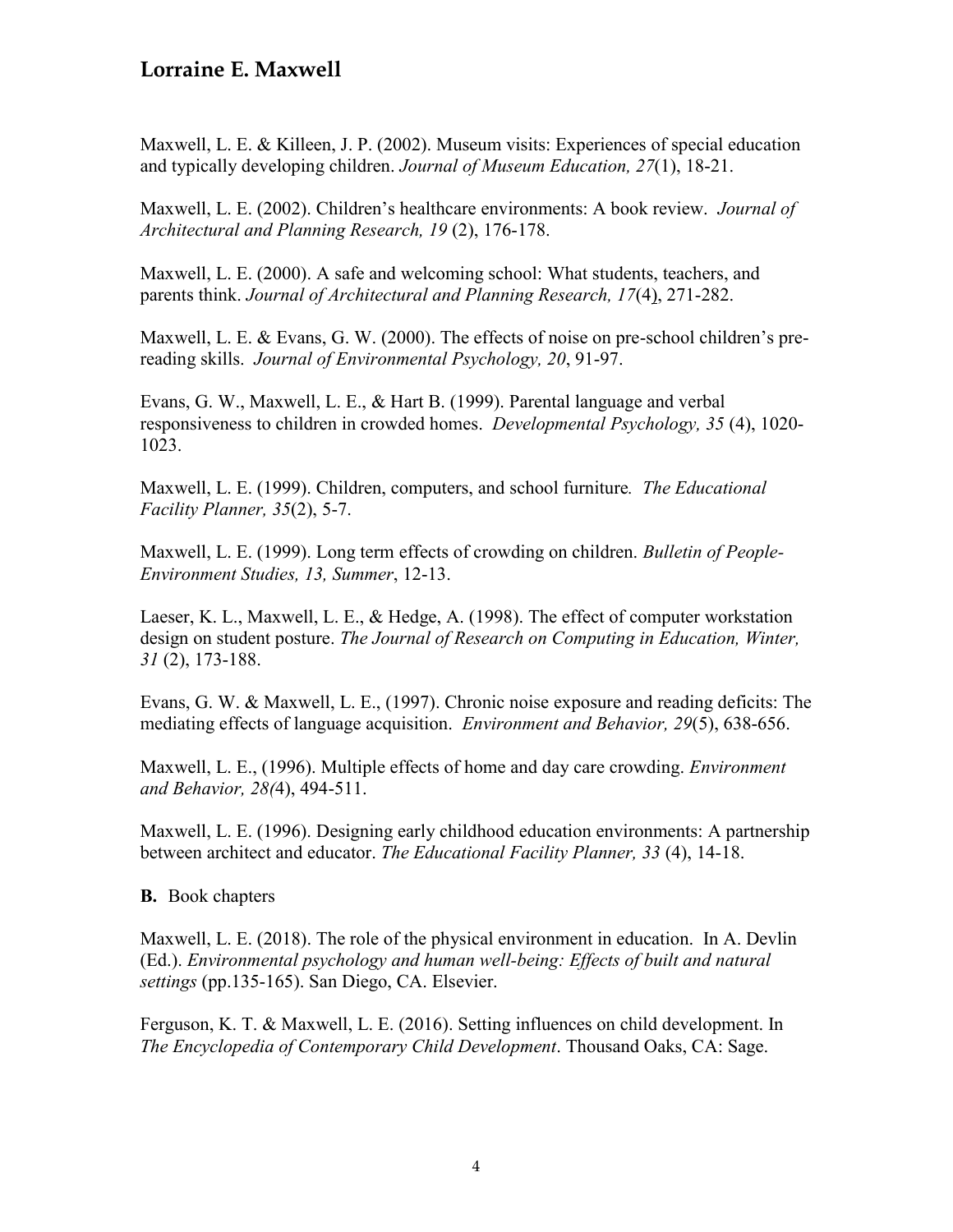Maxwell, L. E. & Killeen, J. P. (2002). Museum visits: Experiences of special education and typically developing children. *Journal of Museum Education, 27*(1), 18-21.

Maxwell, L. E. (2002). Children's healthcare environments: A book review. *Journal of Architectural and Planning Research, 19* (2), 176-178.

Maxwell, L. E. (2000). A safe and welcoming school: What students, teachers, and parents think. *Journal of Architectural and Planning Research, 17*(4), 271-282.

Maxwell, L. E. & Evans, G. W. (2000). The effects of noise on pre-school children's pre-reading skills. *Journal of Environmental Psychology, 20*, 91-97.

Evans, G. W., Maxwell, L. E., & Hart B. (1999). Parental language and verbal responsiveness to children in crowded homes. *Developmental Psychology, 35* (4), 1020-1023.

Maxwell, L. E. (1999). Children, computers, and school furniture*. The Educational Facility Planner, 35*(2), 5-7.

Maxwell, L. E. (1999). Long term effects of crowding on children. *Bulletin of People-Environment Studies, 13, Summer*, 12-13.

Laeser, K. L., Maxwell, L. E., & Hedge, A. (1998). The effect of computer workstation design on student posture. *The Journal of Research on Computing in Education, Winter, 31* (2), 173-188.

Evans, G. W. & Maxwell, L. E., (1997). Chronic noise exposure and reading deficits: The mediating effects of language acquisition. *Environment and Behavior, 29*(5), 638-656.

Maxwell, L. E., (1996). Multiple effects of home and day care crowding. *Environment and Behavior, 28(*4), 494-511.

Maxwell, L. E. (1996). Designing early childhood education environments: A partnership between architect and educator. *The Educational Facility Planner, 33* (4), 14-18.

**B.** Book chapters

Maxwell, L. E. (2018). The role of the physical environment in education. In A. Devlin (Ed.). *Environmental psychology and human well-being: Effects of built and natural settings* (pp.135-165). San Diego, CA. Elsevier.

Ferguson, K. T. & Maxwell, L. E. (2016). Setting influences on child development. In *The Encyclopedia of Contemporary Child Development*. Thousand Oaks, CA: Sage.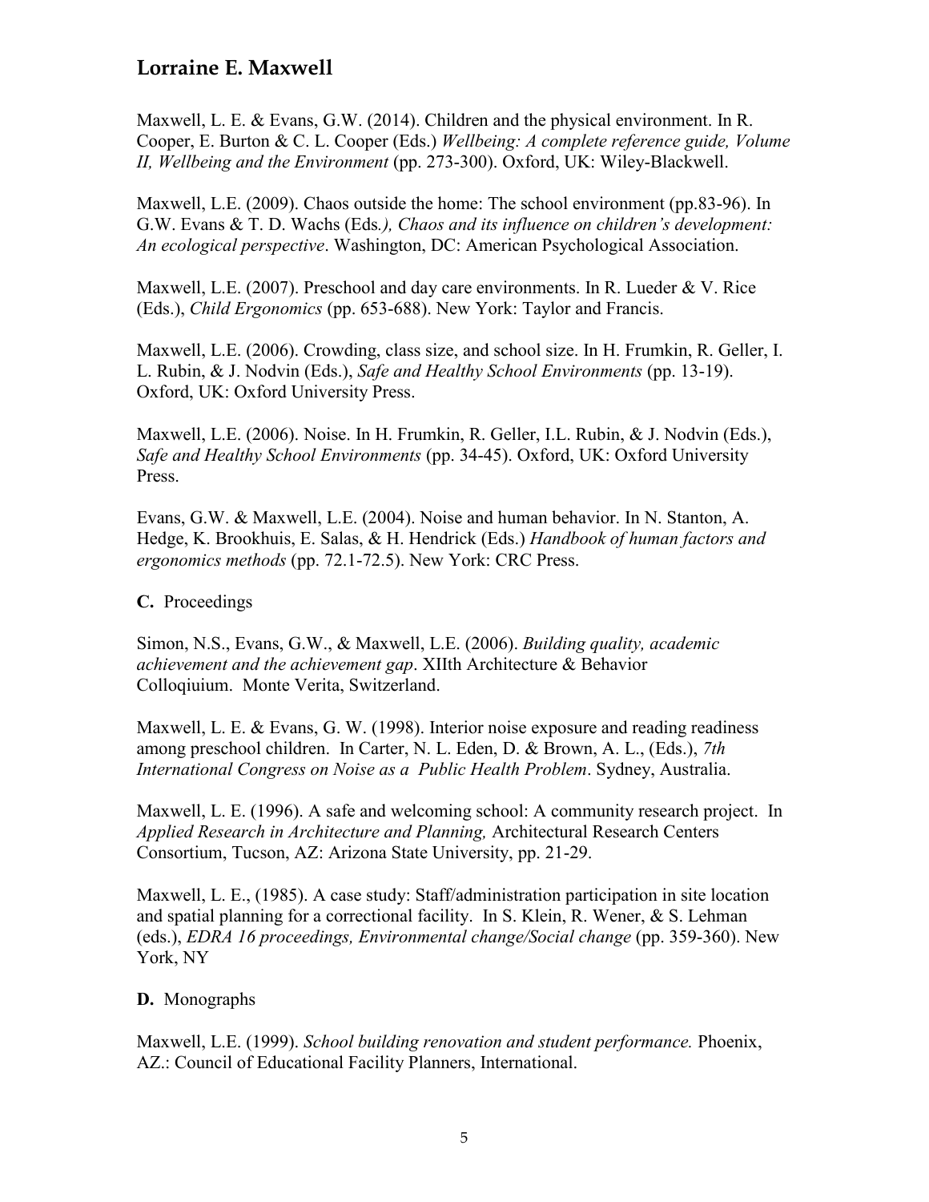Maxwell, L. E. & Evans, G.W. (2014). Children and the physical environment. In R. Cooper, E. Burton & C. L. Cooper (Eds.) *Wellbeing: A complete reference guide, Volume II, Wellbeing and the Environment* (pp. 273-300). Oxford, UK: Wiley-Blackwell.

Maxwell, L.E. (2009). Chaos outside the home: The school environment (pp.83-96). In G.W. Evans & T. D. Wachs (Eds*.), Chaos and its influence on children's development: An ecological perspective*. Washington, DC: American Psychological Association.

Maxwell, L.E. (2007). Preschool and day care environments. In R. Lueder & V. Rice (Eds.), *Child Ergonomics* (pp. 653-688). New York: Taylor and Francis.

Maxwell, L.E. (2006). Crowding, class size, and school size. In H. Frumkin, R. Geller, I. L. Rubin, & J. Nodvin (Eds.), *Safe and Healthy School Environments* (pp. 13-19). Oxford, UK: Oxford University Press.

Maxwell, L.E. (2006). Noise. In H. Frumkin, R. Geller, I.L. Rubin, & J. Nodvin (Eds.), *Safe and Healthy School Environments* (pp. 34-45). Oxford, UK: Oxford University Press.

Evans, G.W. & Maxwell, L.E. (2004). Noise and human behavior. In N. Stanton, A. Hedge, K. Brookhuis, E. Salas, & H. Hendrick (Eds.) *Handbook of human factors and ergonomics methods* (pp. 72.1-72.5). New York: CRC Press.

**C.** Proceedings

Simon, N.S., Evans, G.W., & Maxwell, L.E. (2006). *Building quality, academic achievement and the achievement gap*. XIIth Architecture & Behavior Colloqiuium. Monte Verita, Switzerland.

Maxwell, L. E. & Evans, G. W. (1998). Interior noise exposure and reading readiness among preschool children. In Carter, N. L. Eden, D. & Brown, A. L., (Eds.), *7th International Congress on Noise as a Public Health Problem*. Sydney, Australia.

Maxwell, L. E. (1996). A safe and welcoming school: A community research project. In *Applied Research in Architecture and Planning,* Architectural Research Centers Consortium, Tucson, AZ: Arizona State University, pp. 21-29.

Maxwell, L. E., (1985). A case study: Staff/administration participation in site location and spatial planning for a correctional facility. In S. Klein, R. Wener, & S. Lehman (eds.), *EDRA 16 proceedings, Environmental change/Social change* (pp. 359-360). New York, NY

**D.** Monographs

Maxwell, L.E. (1999). *School building renovation and student performance.* Phoenix, AZ.: Council of Educational Facility Planners, International.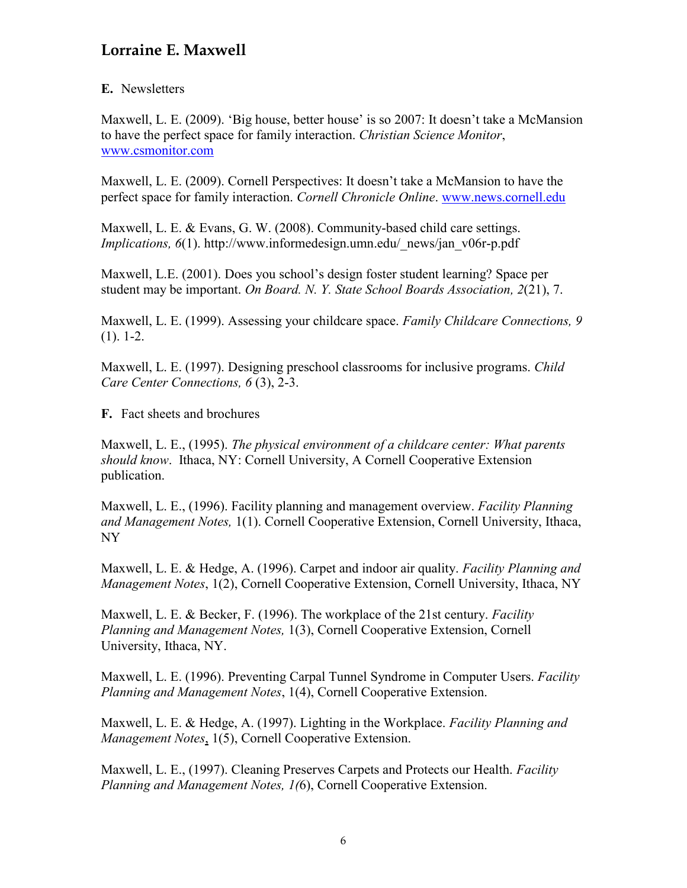**E.** Newsletters

Maxwell, L. E. (2009). 'Big house, better house' is so 2007: It doesn't take a McMansion to have the perfect space for family interaction. *Christian Science Monitor*, www.csmonitor.com

Maxwell, L. E. (2009). Cornell Perspectives: It doesn't take a McMansion to have the perfect space for family interaction. *Cornell Chronicle Online*. www.news.cornell.edu

Maxwell, L. E. & Evans, G. W. (2008). Community-based child care settings. *Implications, 6*(1). http://www.informedesign.umn.edu/_news/jan_v06r-p.pdf

Maxwell, L.E. (2001). Does you school's design foster student learning? Space per student may be important. *On Board. N. Y. State School Boards Association, 2*(21), 7.

Maxwell, L. E. (1999). Assessing your childcare space. *Family Childcare Connections, 9* (1). 1-2.

Maxwell, L. E. (1997). Designing preschool classrooms for inclusive programs. *Child Care Center Connections, 6* (3), 2-3.

**F.** Fact sheets and brochures

Maxwell, L. E., (1995). *The physical environment of a childcare center: What parents should know*. Ithaca, NY: Cornell University, A Cornell Cooperative Extension publication.

Maxwell, L. E., (1996). Facility planning and management overview. *Facility Planning and Management Notes,* 1(1). Cornell Cooperative Extension, Cornell University, Ithaca, NY

Maxwell, L. E. & Hedge, A. (1996). Carpet and indoor air quality. *Facility Planning and Management Notes*, 1(2), Cornell Cooperative Extension, Cornell University, Ithaca, NY

Maxwell, L. E. & Becker, F. (1996). The workplace of the 21st century. *Facility Planning and Management Notes,* 1(3), Cornell Cooperative Extension, Cornell University, Ithaca, NY.

Maxwell, L. E. (1996). Preventing Carpal Tunnel Syndrome in Computer Users. *Facility Planning and Management Notes*, 1(4), Cornell Cooperative Extension.

Maxwell, L. E. & Hedge, A. (1997). Lighting in the Workplace. *Facility Planning and Management Notes*, 1(5), Cornell Cooperative Extension.

Maxwell, L. E., (1997). Cleaning Preserves Carpets and Protects our Health. *Facility Planning and Management Notes, 1(*6), Cornell Cooperative Extension.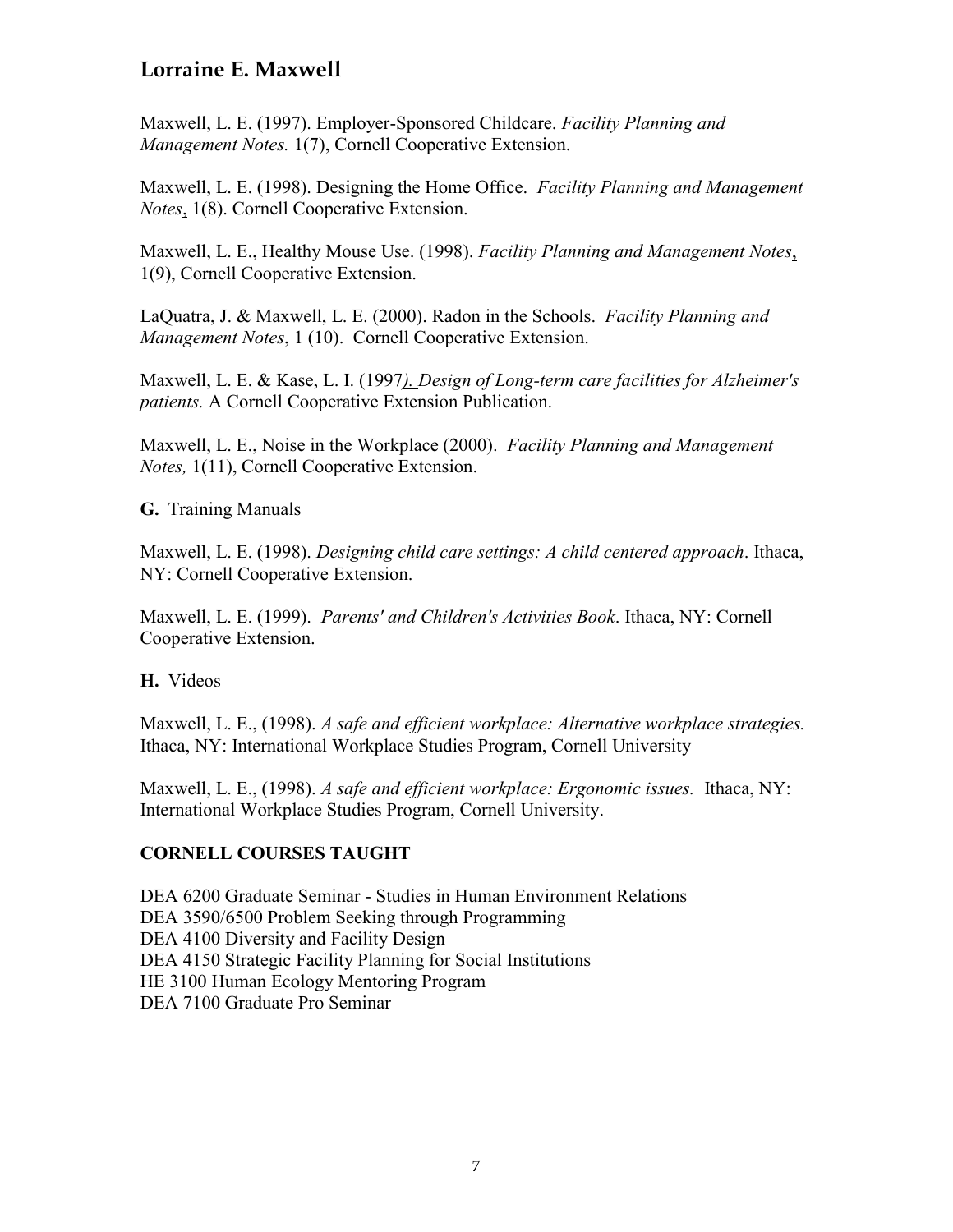Maxwell, L. E. (1997). Employer-Sponsored Childcare. *Facility Planning and Management Notes.* 1(7), Cornell Cooperative Extension.

Maxwell, L. E. (1998). Designing the Home Office. *Facility Planning and Management Notes*, 1(8). Cornell Cooperative Extension.

Maxwell, L. E., Healthy Mouse Use. (1998). *Facility Planning and Management Notes*, 1(9), Cornell Cooperative Extension.

LaQuatra, J. & Maxwell, L. E. (2000). Radon in the Schools. *Facility Planning and Management Notes*, 1 (10). Cornell Cooperative Extension.

Maxwell, L. E. & Kase, L. I. (1997). *Design of Long-term care facilities for Alzheimer's patients.* A Cornell Cooperative Extension Publication.

Maxwell, L. E., Noise in the Workplace (2000). *Facility Planning and Management Notes,* 1(11), Cornell Cooperative Extension.

**G.** Training Manuals

Maxwell, L. E. (1998). *Designing child care settings: A child centered approach*. Ithaca, NY: Cornell Cooperative Extension.

Maxwell, L. E. (1999). *Parents' and Children's Activities Book*. Ithaca, NY: Cornell Cooperative Extension.

**H.** Videos

Maxwell, L. E., (1998). *A safe and efficient workplace: Alternative workplace strategies.* Ithaca, NY: International Workplace Studies Program, Cornell University

Maxwell, L. E., (1998). *A safe and efficient workplace: Ergonomic issues.* Ithaca, NY: International Workplace Studies Program, Cornell University.

## CORNELL COURSES TAUGHT

DEA 6200 Graduate Seminar - Studies in Human Environment Relations
DEA 3590/6500 Problem Seeking through Programming
DEA 4100 Diversity and Facility Design
DEA 4150 Strategic Facility Planning for Social Institutions
HE 3100 Human Ecology Mentoring Program
DEA 7100 Graduate Pro Seminar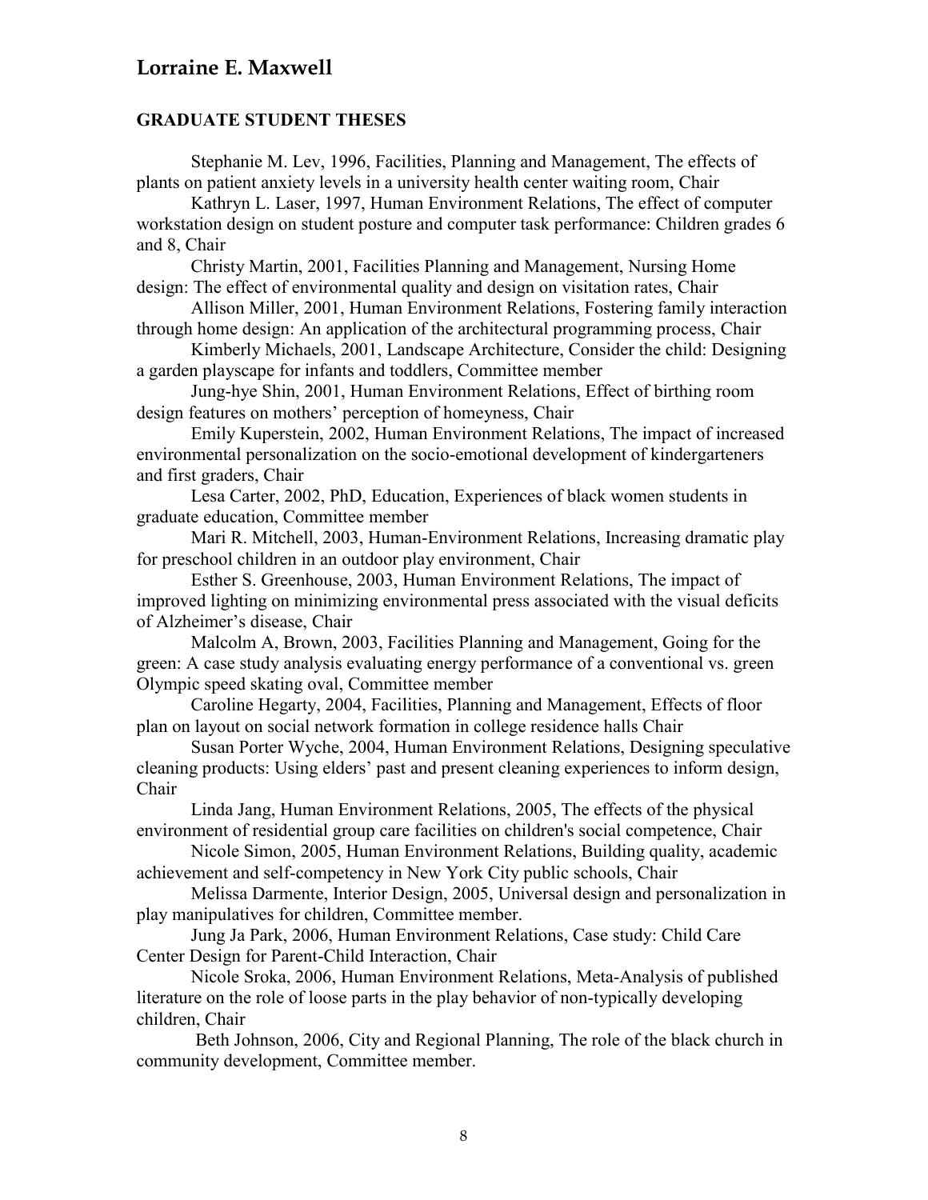## GRADUATE STUDENT THESES

Stephanie M. Lev, 1996, Facilities, Planning and Management, The effects of plants on patient anxiety levels in a university health center waiting room, Chair

Kathryn L. Laser, 1997, Human Environment Relations, The effect of computer workstation design on student posture and computer task performance: Children grades 6 and 8, Chair

Christy Martin, 2001, Facilities Planning and Management, Nursing Home design: The effect of environmental quality and design on visitation rates, Chair

Allison Miller, 2001, Human Environment Relations, Fostering family interaction through home design: An application of the architectural programming process, Chair

Kimberly Michaels, 2001, Landscape Architecture, Consider the child: Designing a garden playscape for infants and toddlers, Committee member

Jung-hye Shin, 2001, Human Environment Relations, Effect of birthing room design features on mothers' perception of homeyness, Chair

Emily Kuperstein, 2002, Human Environment Relations, The impact of increased environmental personalization on the socio-emotional development of kindergarteners and first graders, Chair

Lesa Carter, 2002, PhD, Education, Experiences of black women students in graduate education, Committee member

Mari R. Mitchell, 2003, Human-Environment Relations, Increasing dramatic play for preschool children in an outdoor play environment, Chair

Esther S. Greenhouse, 2003, Human Environment Relations, The impact of improved lighting on minimizing environmental press associated with the visual deficits of Alzheimer's disease, Chair

Malcolm A, Brown, 2003, Facilities Planning and Management, Going for the green: A case study analysis evaluating energy performance of a conventional vs. green Olympic speed skating oval, Committee member

Caroline Hegarty, 2004, Facilities, Planning and Management, Effects of floor plan on layout on social network formation in college residence halls Chair

Susan Porter Wyche, 2004, Human Environment Relations, Designing speculative cleaning products: Using elders' past and present cleaning experiences to inform design, Chair

Linda Jang, Human Environment Relations, 2005, The effects of the physical environment of residential group care facilities on children's social competence, Chair

Nicole Simon, 2005, Human Environment Relations, Building quality, academic achievement and self-competency in New York City public schools, Chair

Melissa Darmente, Interior Design, 2005, Universal design and personalization in play manipulatives for children, Committee member.

Jung Ja Park, 2006, Human Environment Relations, Case study: Child Care Center Design for Parent-Child Interaction, Chair

Nicole Sroka, 2006, Human Environment Relations, Meta-Analysis of published literature on the role of loose parts in the play behavior of non-typically developing children, Chair

Beth Johnson, 2006, City and Regional Planning, The role of the black church in community development, Committee member.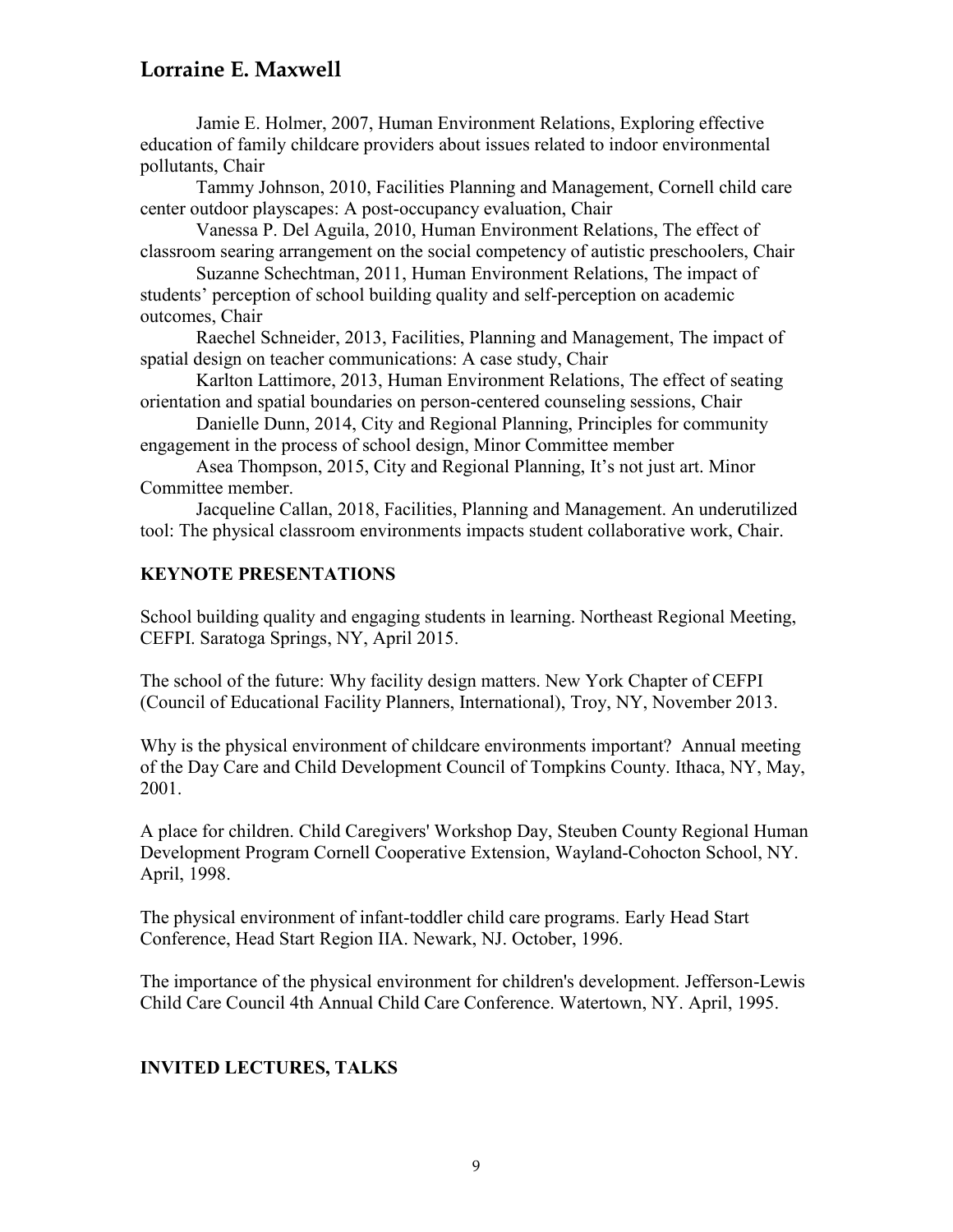Jamie E. Holmer, 2007, Human Environment Relations, Exploring effective education of family childcare providers about issues related to indoor environmental pollutants, Chair

Tammy Johnson, 2010, Facilities Planning and Management, Cornell child care center outdoor playscapes: A post-occupancy evaluation, Chair

Vanessa P. Del Aguila, 2010, Human Environment Relations, The effect of classroom searing arrangement on the social competency of autistic preschoolers, Chair

Suzanne Schechtman, 2011, Human Environment Relations, The impact of students' perception of school building quality and self-perception on academic outcomes, Chair

Raechel Schneider, 2013, Facilities, Planning and Management, The impact of spatial design on teacher communications: A case study, Chair

Karlton Lattimore, 2013, Human Environment Relations, The effect of seating orientation and spatial boundaries on person-centered counseling sessions, Chair

Danielle Dunn, 2014, City and Regional Planning, Principles for community engagement in the process of school design, Minor Committee member

Asea Thompson, 2015, City and Regional Planning, It's not just art. Minor Committee member.

Jacqueline Callan, 2018, Facilities, Planning and Management. An underutilized tool: The physical classroom environments impacts student collaborative work, Chair.

## KEYNOTE PRESENTATIONS

School building quality and engaging students in learning. Northeast Regional Meeting, CEFPI. Saratoga Springs, NY, April 2015.

The school of the future: Why facility design matters. New York Chapter of CEFPI (Council of Educational Facility Planners, International), Troy, NY, November 2013.

Why is the physical environment of childcare environments important? Annual meeting of the Day Care and Child Development Council of Tompkins County. Ithaca, NY, May, 2001.

A place for children. Child Caregivers' Workshop Day, Steuben County Regional Human Development Program Cornell Cooperative Extension, Wayland-Cohocton School, NY. April, 1998.

The physical environment of infant-toddler child care programs. Early Head Start Conference, Head Start Region IIA. Newark, NJ. October, 1996.

The importance of the physical environment for children's development. Jefferson-Lewis Child Care Council 4th Annual Child Care Conference. Watertown, NY. April, 1995.

## INVITED LECTURES, TALKS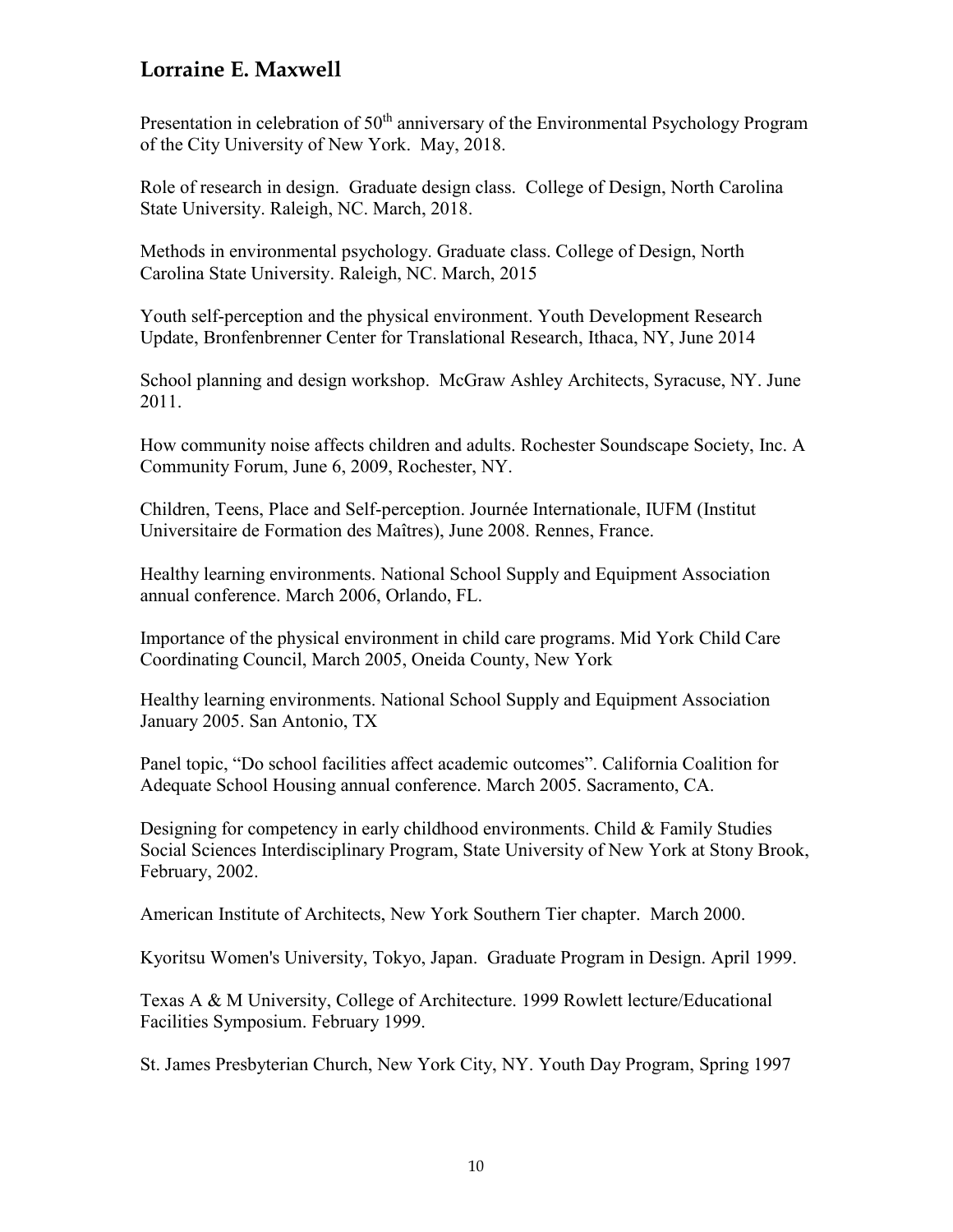Presentation in celebration of 50th anniversary of the Environmental Psychology Program of the City University of New York. May, 2018.

Role of research in design. Graduate design class. College of Design, North Carolina State University. Raleigh, NC. March, 2018.

Methods in environmental psychology. Graduate class. College of Design, North Carolina State University. Raleigh, NC. March, 2015

Youth self-perception and the physical environment. Youth Development Research Update, Bronfenbrenner Center for Translational Research, Ithaca, NY, June 2014

School planning and design workshop. McGraw Ashley Architects, Syracuse, NY. June 2011.

How community noise affects children and adults. Rochester Soundscape Society, Inc. A Community Forum, June 6, 2009, Rochester, NY.

Children, Teens, Place and Self-perception. Journée Internationale, IUFM (Institut Universitaire de Formation des Maîtres), June 2008. Rennes, France.

Healthy learning environments. National School Supply and Equipment Association annual conference. March 2006, Orlando, FL.

Importance of the physical environment in child care programs. Mid York Child Care Coordinating Council, March 2005, Oneida County, New York

Healthy learning environments. National School Supply and Equipment Association January 2005. San Antonio, TX

Panel topic, "Do school facilities affect academic outcomes". California Coalition for Adequate School Housing annual conference. March 2005. Sacramento, CA.

Designing for competency in early childhood environments. Child & Family Studies Social Sciences Interdisciplinary Program, State University of New York at Stony Brook, February, 2002.

American Institute of Architects, New York Southern Tier chapter. March 2000.

Kyoritsu Women's University, Tokyo, Japan. Graduate Program in Design. April 1999.

Texas A & M University, College of Architecture. 1999 Rowlett lecture/Educational Facilities Symposium. February 1999.

St. James Presbyterian Church, New York City, NY. Youth Day Program, Spring 1997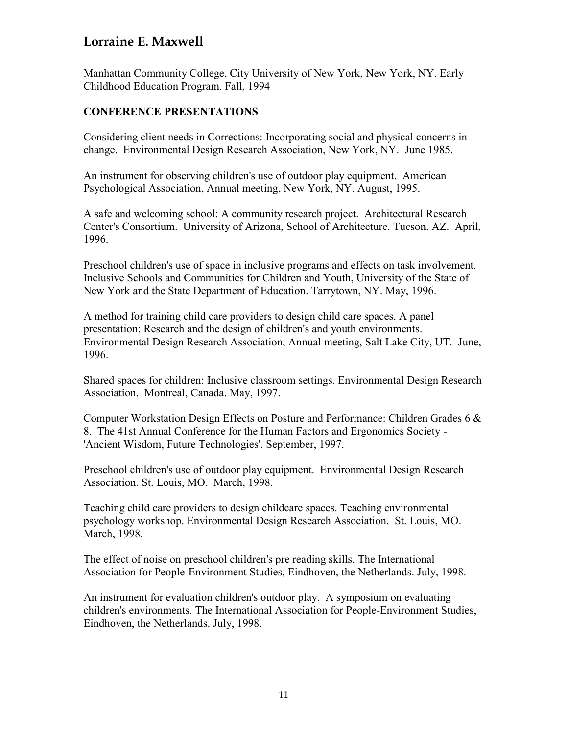Manhattan Community College, City University of New York, New York, NY. Early Childhood Education Program. Fall, 1994

## CONFERENCE PRESENTATIONS

Considering client needs in Corrections: Incorporating social and physical concerns in change. Environmental Design Research Association, New York, NY. June 1985.

An instrument for observing children's use of outdoor play equipment. American Psychological Association, Annual meeting, New York, NY. August, 1995.

A safe and welcoming school: A community research project. Architectural Research Center's Consortium. University of Arizona, School of Architecture. Tucson. AZ. April, 1996.

Preschool children's use of space in inclusive programs and effects on task involvement. Inclusive Schools and Communities for Children and Youth, University of the State of New York and the State Department of Education. Tarrytown, NY. May, 1996.

A method for training child care providers to design child care spaces. A panel presentation: Research and the design of children's and youth environments. Environmental Design Research Association, Annual meeting, Salt Lake City, UT. June, 1996.

Shared spaces for children: Inclusive classroom settings. Environmental Design Research Association. Montreal, Canada. May, 1997.

Computer Workstation Design Effects on Posture and Performance: Children Grades 6 & 8. The 41st Annual Conference for the Human Factors and Ergonomics Society - 'Ancient Wisdom, Future Technologies'. September, 1997.

Preschool children's use of outdoor play equipment. Environmental Design Research Association. St. Louis, MO. March, 1998.

Teaching child care providers to design childcare spaces. Teaching environmental psychology workshop. Environmental Design Research Association. St. Louis, MO. March, 1998.

The effect of noise on preschool children's pre reading skills. The International Association for People-Environment Studies, Eindhoven, the Netherlands. July, 1998.

An instrument for evaluation children's outdoor play. A symposium on evaluating children's environments. The International Association for People-Environment Studies, Eindhoven, the Netherlands. July, 1998.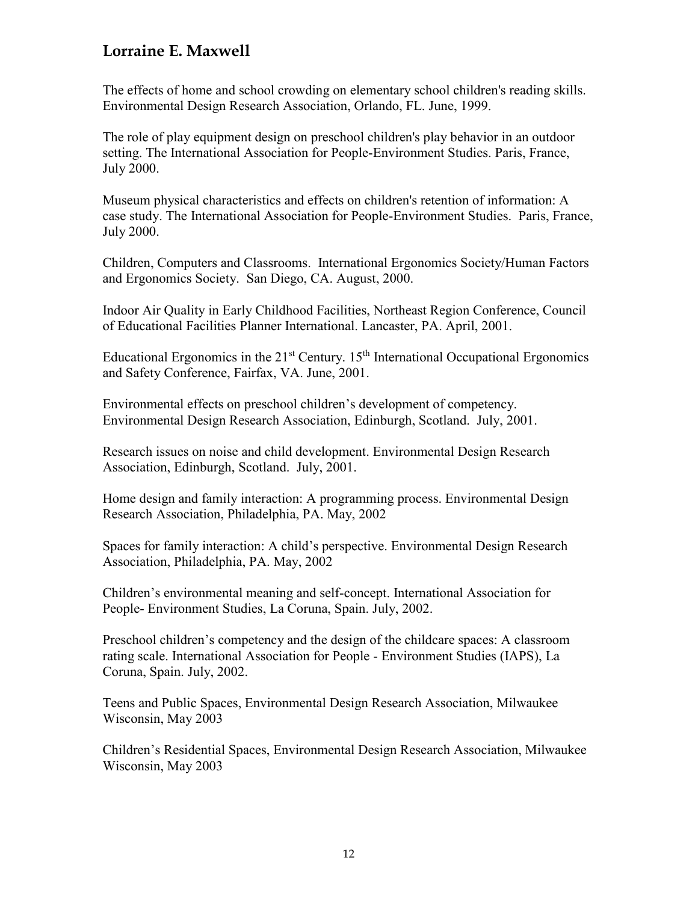The effects of home and school crowding on elementary school children's reading skills. Environmental Design Research Association, Orlando, FL. June, 1999.

The role of play equipment design on preschool children's play behavior in an outdoor setting. The International Association for People-Environment Studies. Paris, France, July 2000.

Museum physical characteristics and effects on children's retention of information: A case study. The International Association for People-Environment Studies. Paris, France, July 2000.

Children, Computers and Classrooms. International Ergonomics Society/Human Factors and Ergonomics Society. San Diego, CA. August, 2000.

Indoor Air Quality in Early Childhood Facilities, Northeast Region Conference, Council of Educational Facilities Planner International. Lancaster, PA. April, 2001.

Educational Ergonomics in the 21st Century. 15th International Occupational Ergonomics and Safety Conference, Fairfax, VA. June, 2001.

Environmental effects on preschool children's development of competency. Environmental Design Research Association, Edinburgh, Scotland. July, 2001.

Research issues on noise and child development. Environmental Design Research Association, Edinburgh, Scotland. July, 2001.

Home design and family interaction: A programming process. Environmental Design Research Association, Philadelphia, PA. May, 2002

Spaces for family interaction: A child's perspective. Environmental Design Research Association, Philadelphia, PA. May, 2002

Children's environmental meaning and self-concept. International Association for People- Environment Studies, La Coruna, Spain. July, 2002.

Preschool children's competency and the design of the childcare spaces: A classroom rating scale. International Association for People - Environment Studies (IAPS), La Coruna, Spain. July, 2002.

Teens and Public Spaces, Environmental Design Research Association, Milwaukee Wisconsin, May 2003

Children's Residential Spaces, Environmental Design Research Association, Milwaukee Wisconsin, May 2003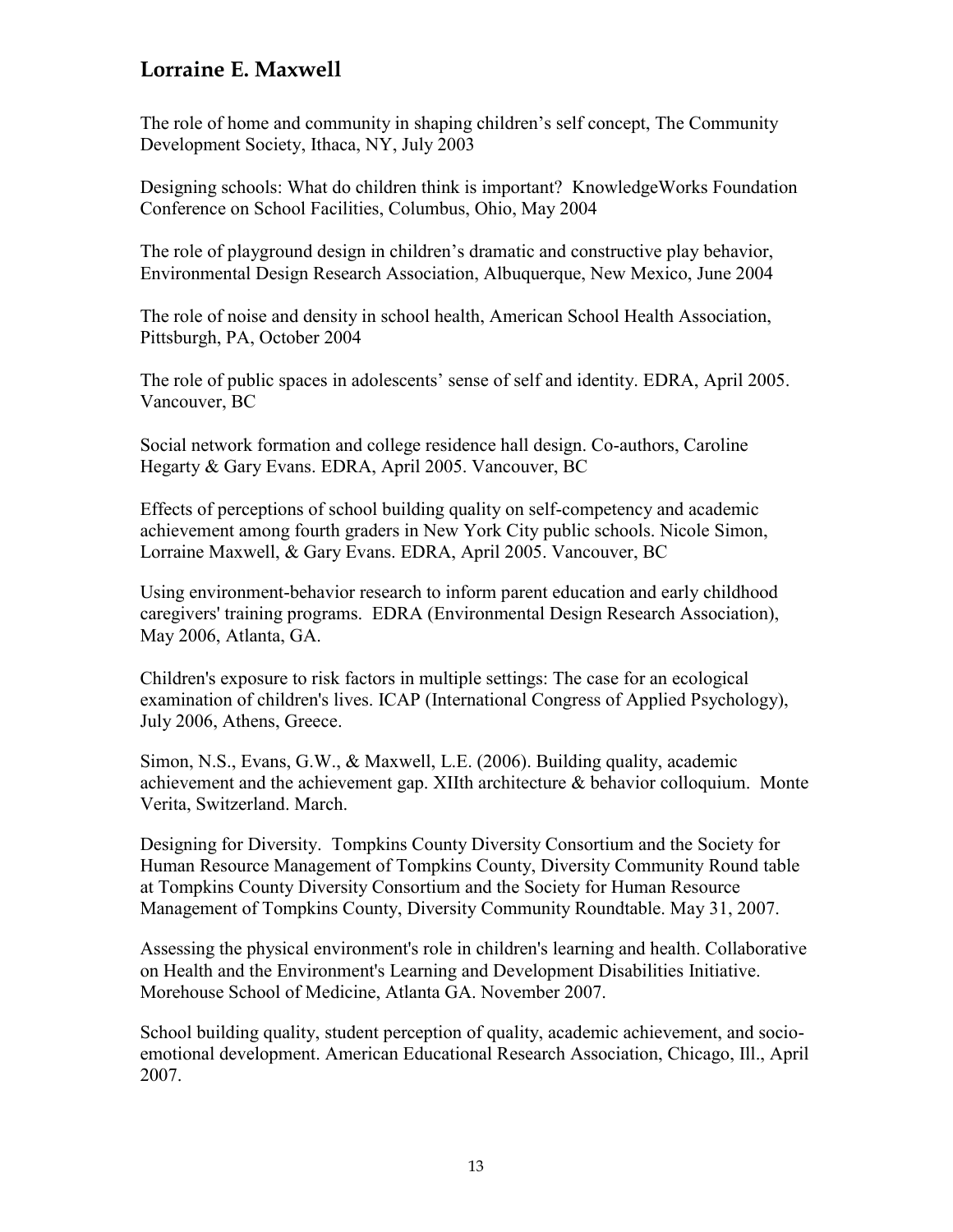The role of home and community in shaping children's self concept, The Community Development Society, Ithaca, NY, July 2003

Designing schools: What do children think is important? KnowledgeWorks Foundation Conference on School Facilities, Columbus, Ohio, May 2004

The role of playground design in children's dramatic and constructive play behavior, Environmental Design Research Association, Albuquerque, New Mexico, June 2004

The role of noise and density in school health, American School Health Association, Pittsburgh, PA, October 2004

The role of public spaces in adolescents' sense of self and identity. EDRA, April 2005. Vancouver, BC

Social network formation and college residence hall design. Co-authors, Caroline Hegarty & Gary Evans. EDRA, April 2005. Vancouver, BC

Effects of perceptions of school building quality on self-competency and academic achievement among fourth graders in New York City public schools. Nicole Simon, Lorraine Maxwell, & Gary Evans. EDRA, April 2005. Vancouver, BC

Using environment-behavior research to inform parent education and early childhood caregivers' training programs. EDRA (Environmental Design Research Association), May 2006, Atlanta, GA.

Children's exposure to risk factors in multiple settings: The case for an ecological examination of children's lives. ICAP (International Congress of Applied Psychology), July 2006, Athens, Greece.

Simon, N.S., Evans, G.W., & Maxwell, L.E. (2006). Building quality, academic achievement and the achievement gap. XIIth architecture & behavior colloquium. Monte Verita, Switzerland. March.

Designing for Diversity. Tompkins County Diversity Consortium and the Society for Human Resource Management of Tompkins County, Diversity Community Round table at Tompkins County Diversity Consortium and the Society for Human Resource Management of Tompkins County, Diversity Community Roundtable. May 31, 2007.

Assessing the physical environment's role in children's learning and health. Collaborative on Health and the Environment's Learning and Development Disabilities Initiative. Morehouse School of Medicine, Atlanta GA. November 2007.

School building quality, student perception of quality, academic achievement, and socio-emotional development. American Educational Research Association, Chicago, Ill., April 2007.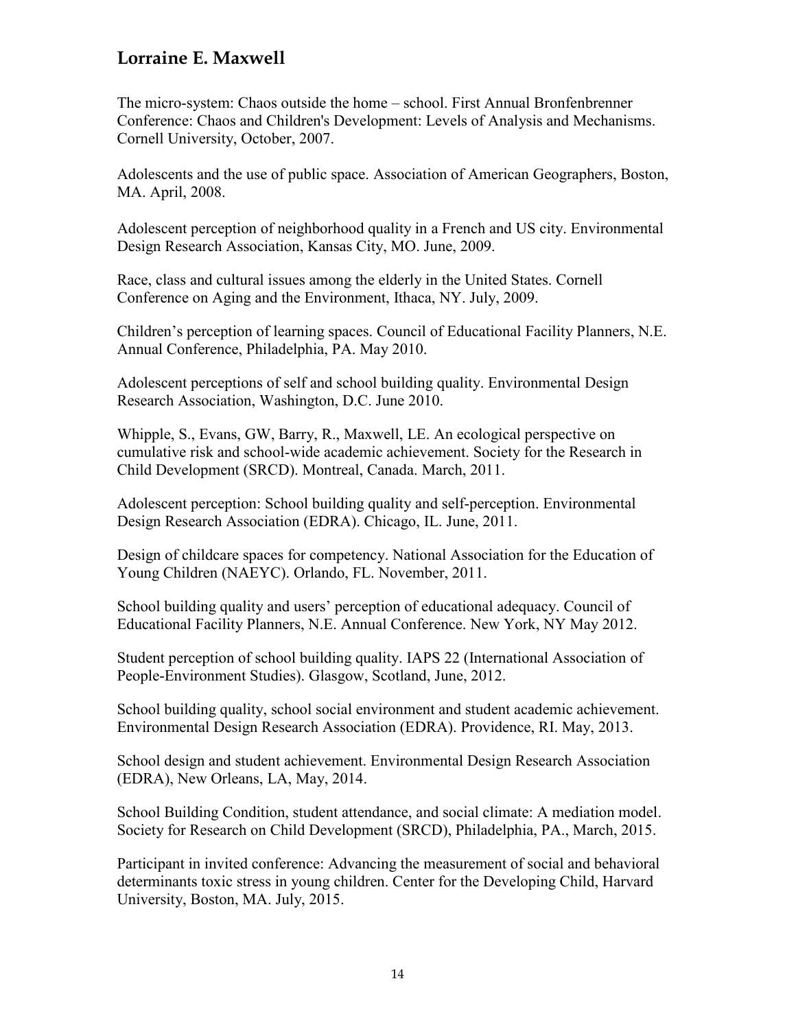The micro-system: Chaos outside the home – school. First Annual Bronfenbrenner Conference: Chaos and Children's Development: Levels of Analysis and Mechanisms. Cornell University, October, 2007.

Adolescents and the use of public space. Association of American Geographers, Boston, MA. April, 2008.

Adolescent perception of neighborhood quality in a French and US city. Environmental Design Research Association, Kansas City, MO. June, 2009.

Race, class and cultural issues among the elderly in the United States. Cornell Conference on Aging and the Environment, Ithaca, NY. July, 2009.

Children's perception of learning spaces. Council of Educational Facility Planners, N.E. Annual Conference, Philadelphia, PA. May 2010.

Adolescent perceptions of self and school building quality. Environmental Design Research Association, Washington, D.C. June 2010.

Whipple, S., Evans, GW, Barry, R., Maxwell, LE. An ecological perspective on cumulative risk and school-wide academic achievement. Society for the Research in Child Development (SRCD). Montreal, Canada. March, 2011.

Adolescent perception: School building quality and self-perception. Environmental Design Research Association (EDRA). Chicago, IL. June, 2011.

Design of childcare spaces for competency. National Association for the Education of Young Children (NAEYC). Orlando, FL. November, 2011.

School building quality and users' perception of educational adequacy. Council of Educational Facility Planners, N.E. Annual Conference. New York, NY May 2012.

Student perception of school building quality. IAPS 22 (International Association of People-Environment Studies). Glasgow, Scotland, June, 2012.

School building quality, school social environment and student academic achievement. Environmental Design Research Association (EDRA). Providence, RI. May, 2013.

School design and student achievement. Environmental Design Research Association (EDRA), New Orleans, LA, May, 2014.

School Building Condition, student attendance, and social climate: A mediation model. Society for Research on Child Development (SRCD), Philadelphia, PA., March, 2015.

Participant in invited conference: Advancing the measurement of social and behavioral determinants toxic stress in young children. Center for the Developing Child, Harvard University, Boston, MA. July, 2015.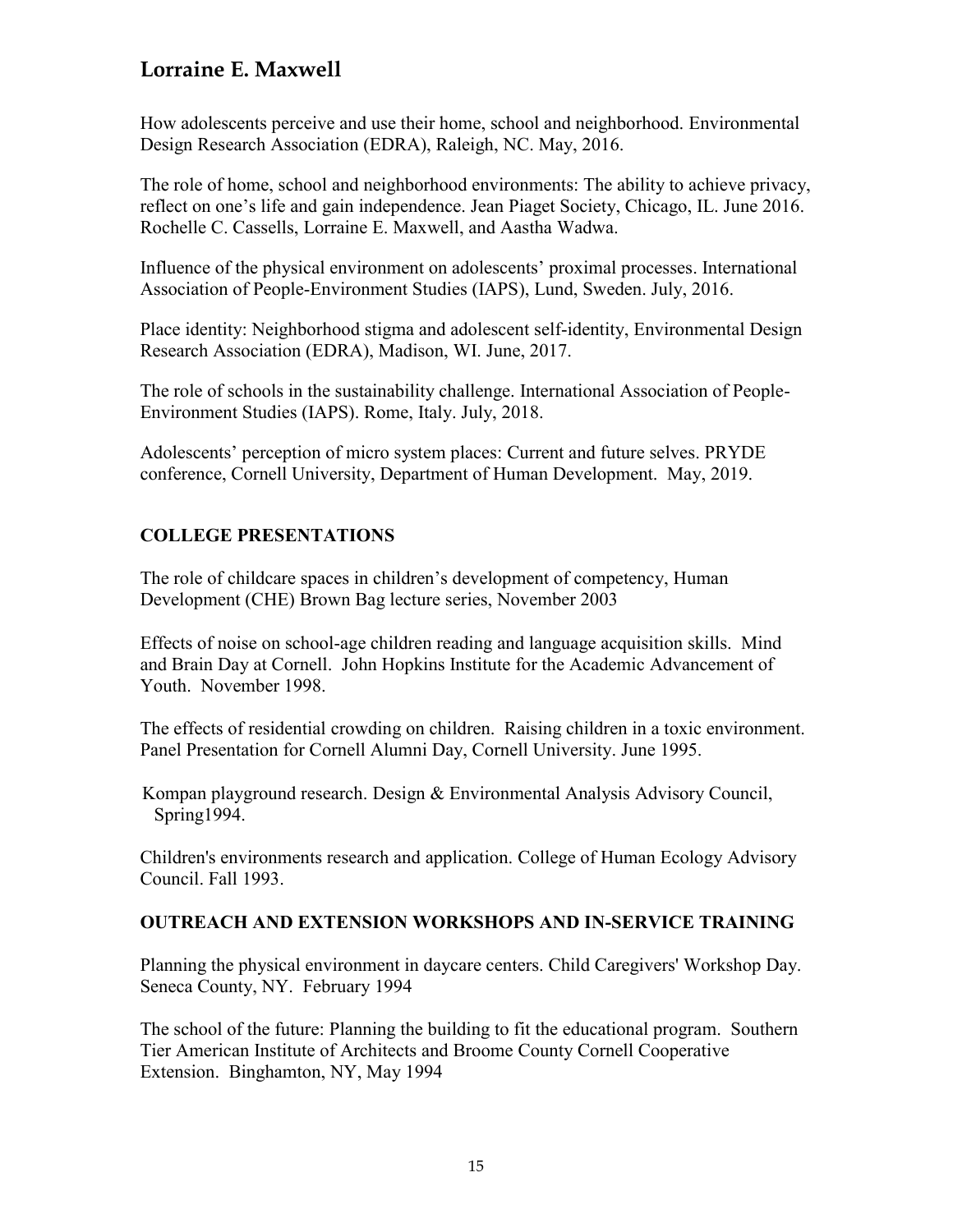How adolescents perceive and use their home, school and neighborhood. Environmental Design Research Association (EDRA), Raleigh, NC. May, 2016.

The role of home, school and neighborhood environments: The ability to achieve privacy, reflect on one's life and gain independence. Jean Piaget Society, Chicago, IL. June 2016. Rochelle C. Cassells, Lorraine E. Maxwell, and Aastha Wadwa.

Influence of the physical environment on adolescents' proximal processes. International Association of People-Environment Studies (IAPS), Lund, Sweden. July, 2016.

Place identity: Neighborhood stigma and adolescent self-identity, Environmental Design Research Association (EDRA), Madison, WI. June, 2017.

The role of schools in the sustainability challenge. International Association of People-Environment Studies (IAPS). Rome, Italy. July, 2018.

Adolescents' perception of micro system places: Current and future selves. PRYDE conference, Cornell University, Department of Human Development. May, 2019.

## COLLEGE PRESENTATIONS

The role of childcare spaces in children's development of competency, Human Development (CHE) Brown Bag lecture series, November 2003

Effects of noise on school-age children reading and language acquisition skills. Mind and Brain Day at Cornell. John Hopkins Institute for the Academic Advancement of Youth. November 1998.

The effects of residential crowding on children. Raising children in a toxic environment. Panel Presentation for Cornell Alumni Day, Cornell University. June 1995.

Kompan playground research. Design & Environmental Analysis Advisory Council, Spring1994.

Children's environments research and application. College of Human Ecology Advisory Council. Fall 1993.

## OUTREACH AND EXTENSION WORKSHOPS AND IN-SERVICE TRAINING

Planning the physical environment in daycare centers. Child Caregivers' Workshop Day. Seneca County, NY. February 1994

The school of the future: Planning the building to fit the educational program. Southern Tier American Institute of Architects and Broome County Cornell Cooperative Extension. Binghamton, NY, May 1994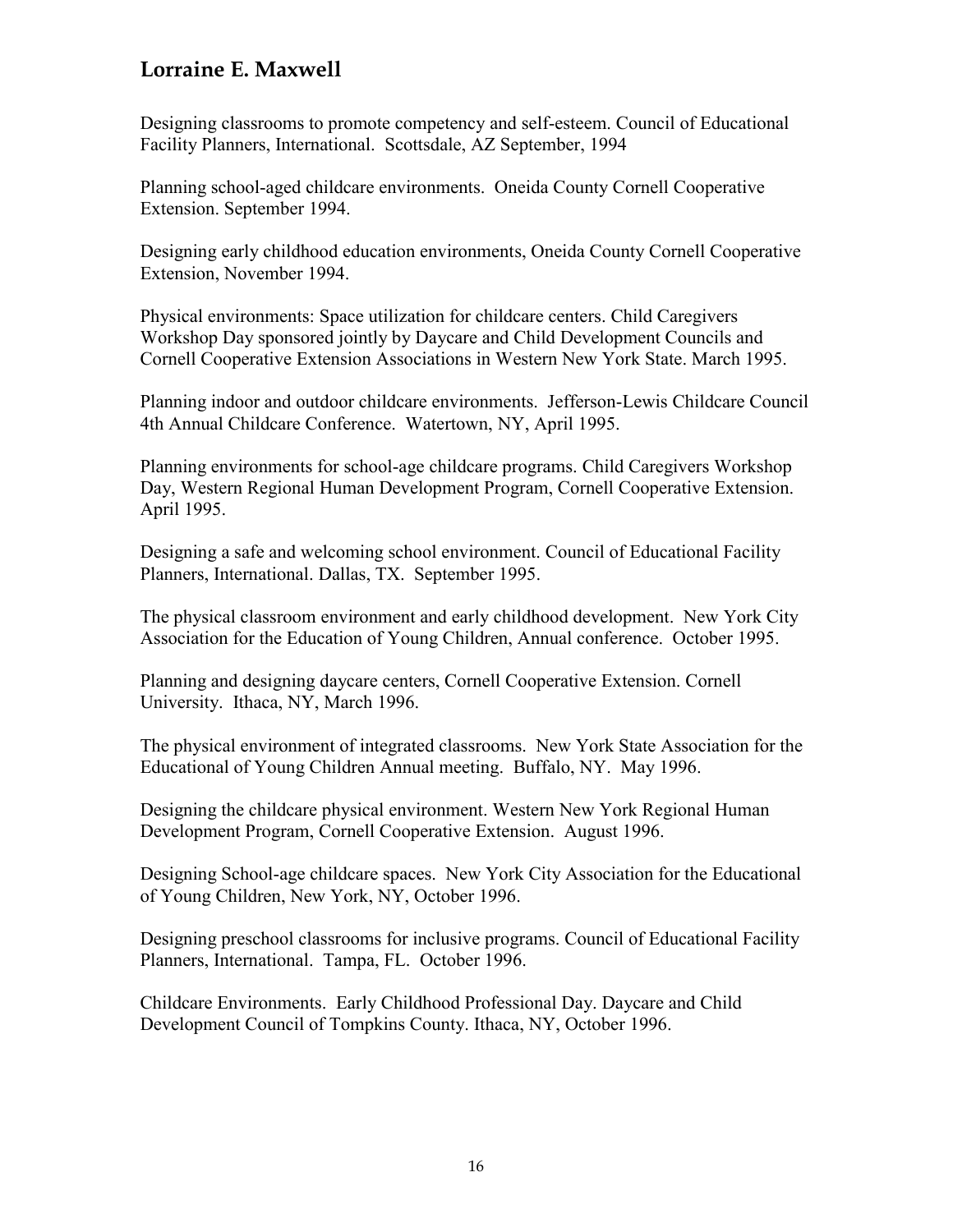## Lorraine E. Maxwell

Designing classrooms to promote competency and self-esteem. Council of Educational Facility Planners, International. Scottsdale, AZ September, 1994

Planning school-aged childcare environments. Oneida County Cornell Cooperative Extension. September 1994.

Designing early childhood education environments, Oneida County Cornell Cooperative Extension, November 1994.

Physical environments: Space utilization for childcare centers. Child Caregivers Workshop Day sponsored jointly by Daycare and Child Development Councils and Cornell Cooperative Extension Associations in Western New York State. March 1995.

Planning indoor and outdoor childcare environments. Jefferson-Lewis Childcare Council 4th Annual Childcare Conference. Watertown, NY, April 1995.

Planning environments for school-age childcare programs. Child Caregivers Workshop Day, Western Regional Human Development Program, Cornell Cooperative Extension. April 1995.

Designing a safe and welcoming school environment. Council of Educational Facility Planners, International. Dallas, TX. September 1995.

The physical classroom environment and early childhood development. New York City Association for the Education of Young Children, Annual conference. October 1995.

Planning and designing daycare centers, Cornell Cooperative Extension. Cornell University. Ithaca, NY, March 1996.

The physical environment of integrated classrooms. New York State Association for the Educational of Young Children Annual meeting. Buffalo, NY. May 1996.

Designing the childcare physical environment. Western New York Regional Human Development Program, Cornell Cooperative Extension. August 1996.

Designing School-age childcare spaces. New York City Association for the Educational of Young Children, New York, NY, October 1996.

Designing preschool classrooms for inclusive programs. Council of Educational Facility Planners, International. Tampa, FL. October 1996.

Childcare Environments. Early Childhood Professional Day. Daycare and Child Development Council of Tompkins County. Ithaca, NY, October 1996.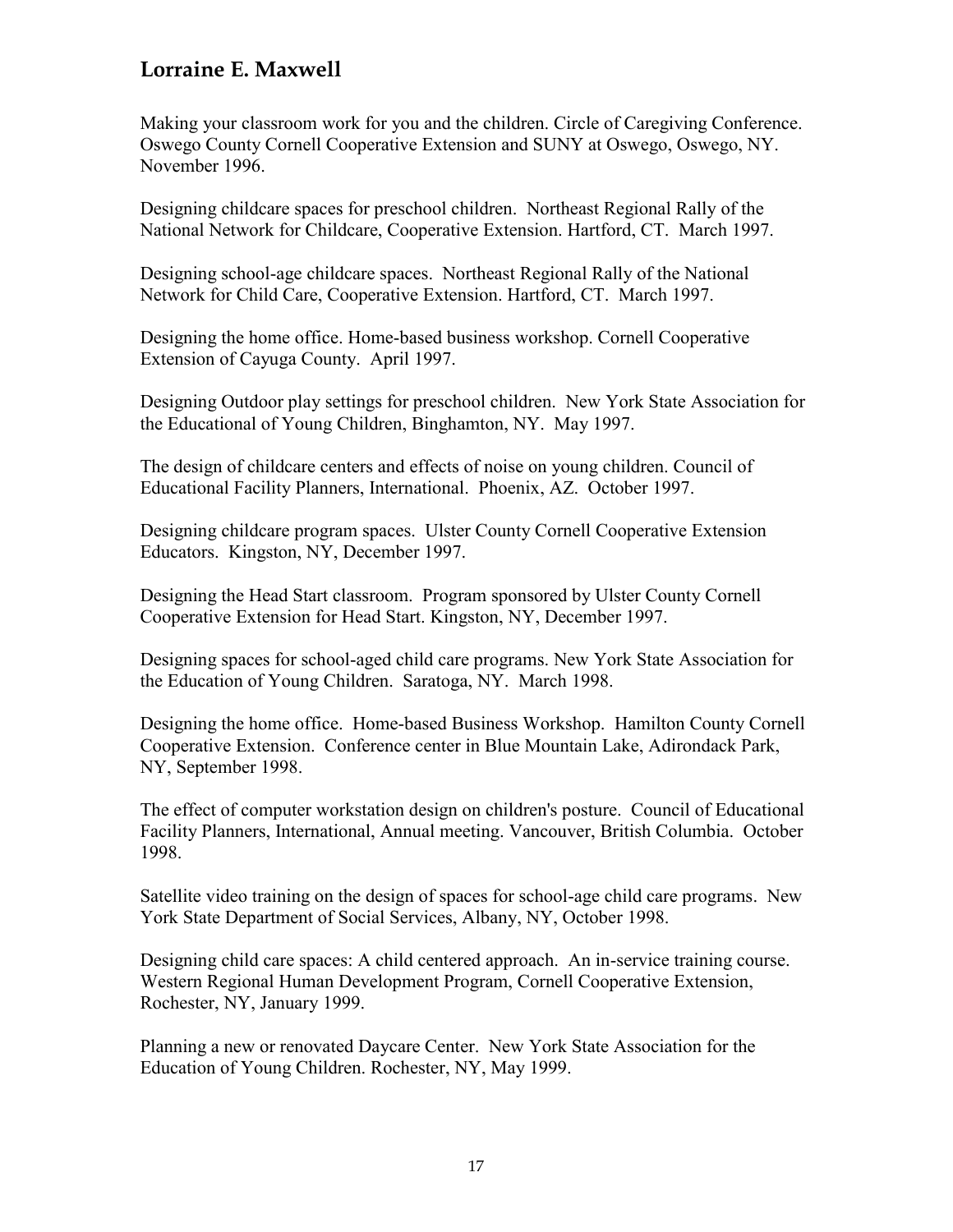Making your classroom work for you and the children. Circle of Caregiving Conference. Oswego County Cornell Cooperative Extension and SUNY at Oswego, Oswego, NY. November 1996.

Designing childcare spaces for preschool children. Northeast Regional Rally of the National Network for Childcare, Cooperative Extension. Hartford, CT. March 1997.

Designing school-age childcare spaces. Northeast Regional Rally of the National Network for Child Care, Cooperative Extension. Hartford, CT. March 1997.

Designing the home office. Home-based business workshop. Cornell Cooperative Extension of Cayuga County. April 1997.

Designing Outdoor play settings for preschool children. New York State Association for the Educational of Young Children, Binghamton, NY. May 1997.

The design of childcare centers and effects of noise on young children. Council of Educational Facility Planners, International. Phoenix, AZ. October 1997.

Designing childcare program spaces. Ulster County Cornell Cooperative Extension Educators. Kingston, NY, December 1997.

Designing the Head Start classroom. Program sponsored by Ulster County Cornell Cooperative Extension for Head Start. Kingston, NY, December 1997.

Designing spaces for school-aged child care programs. New York State Association for the Education of Young Children. Saratoga, NY. March 1998.

Designing the home office. Home-based Business Workshop. Hamilton County Cornell Cooperative Extension. Conference center in Blue Mountain Lake, Adirondack Park, NY, September 1998.

The effect of computer workstation design on children's posture. Council of Educational Facility Planners, International, Annual meeting. Vancouver, British Columbia. October 1998.

Satellite video training on the design of spaces for school-age child care programs. New York State Department of Social Services, Albany, NY, October 1998.

Designing child care spaces: A child centered approach. An in-service training course. Western Regional Human Development Program, Cornell Cooperative Extension, Rochester, NY, January 1999.

Planning a new or renovated Daycare Center. New York State Association for the Education of Young Children. Rochester, NY, May 1999.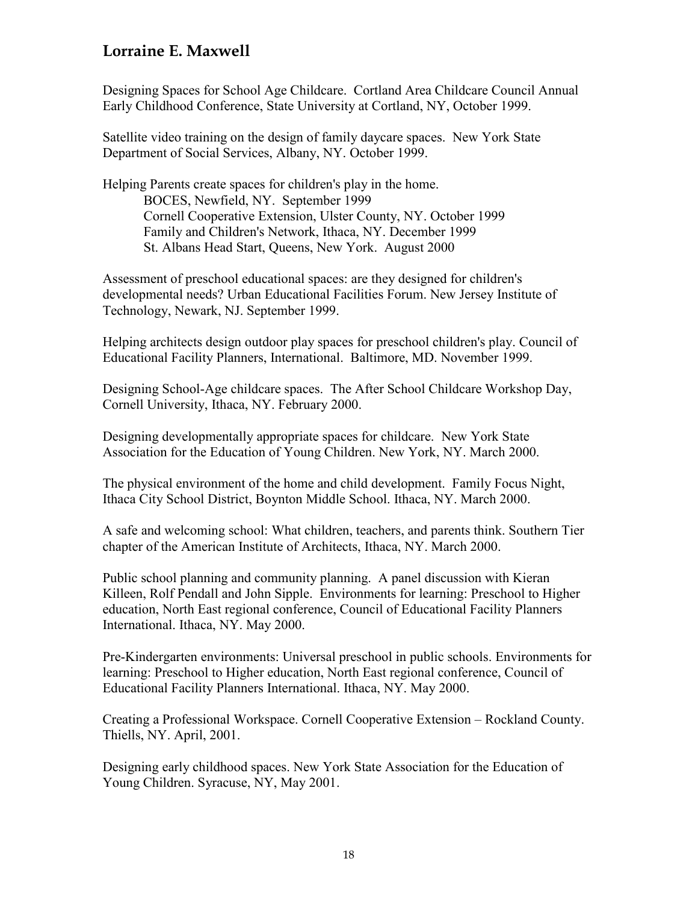## Lorraine E. Maxwell

Designing Spaces for School Age Childcare. Cortland Area Childcare Council Annual Early Childhood Conference, State University at Cortland, NY, October 1999.

Satellite video training on the design of family daycare spaces. New York State Department of Social Services, Albany, NY. October 1999.

Helping Parents create spaces for children's play in the home.
    BOCES, Newfield, NY. September 1999
    Cornell Cooperative Extension, Ulster County, NY. October 1999
    Family and Children's Network, Ithaca, NY. December 1999
    St. Albans Head Start, Queens, New York. August 2000

Assessment of preschool educational spaces: are they designed for children's developmental needs? Urban Educational Facilities Forum. New Jersey Institute of Technology, Newark, NJ. September 1999.

Helping architects design outdoor play spaces for preschool children's play. Council of Educational Facility Planners, International. Baltimore, MD. November 1999.

Designing School-Age childcare spaces. The After School Childcare Workshop Day, Cornell University, Ithaca, NY. February 2000.

Designing developmentally appropriate spaces for childcare. New York State Association for the Education of Young Children. New York, NY. March 2000.

The physical environment of the home and child development. Family Focus Night, Ithaca City School District, Boynton Middle School. Ithaca, NY. March 2000.

A safe and welcoming school: What children, teachers, and parents think. Southern Tier chapter of the American Institute of Architects, Ithaca, NY. March 2000.

Public school planning and community planning. A panel discussion with Kieran Killeen, Rolf Pendall and John Sipple. Environments for learning: Preschool to Higher education, North East regional conference, Council of Educational Facility Planners International. Ithaca, NY. May 2000.

Pre-Kindergarten environments: Universal preschool in public schools. Environments for learning: Preschool to Higher education, North East regional conference, Council of Educational Facility Planners International. Ithaca, NY. May 2000.

Creating a Professional Workspace. Cornell Cooperative Extension – Rockland County. Thiells, NY. April, 2001.

Designing early childhood spaces. New York State Association for the Education of Young Children. Syracuse, NY, May 2001.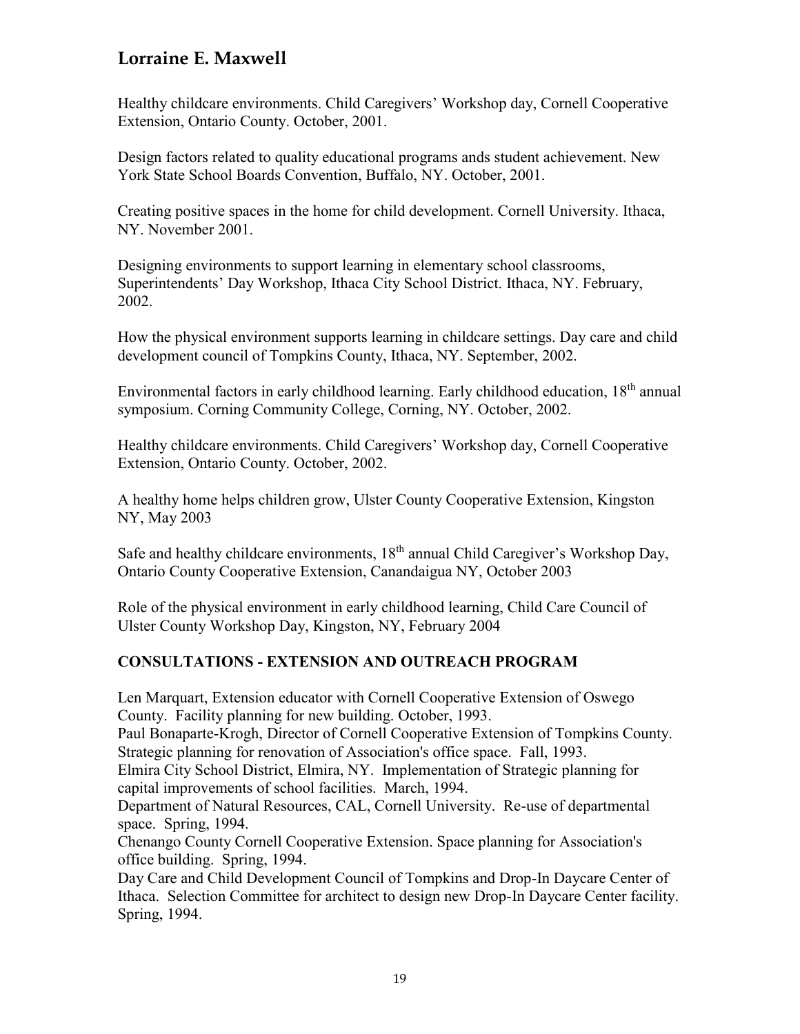Healthy childcare environments. Child Caregivers' Workshop day, Cornell Cooperative Extension, Ontario County. October, 2001.

Design factors related to quality educational programs ands student achievement. New York State School Boards Convention, Buffalo, NY. October, 2001.

Creating positive spaces in the home for child development. Cornell University. Ithaca, NY. November 2001.

Designing environments to support learning in elementary school classrooms, Superintendents' Day Workshop, Ithaca City School District. Ithaca, NY. February, 2002.

How the physical environment supports learning in childcare settings. Day care and child development council of Tompkins County, Ithaca, NY. September, 2002.

Environmental factors in early childhood learning. Early childhood education, 18th annual symposium. Corning Community College, Corning, NY. October, 2002.

Healthy childcare environments. Child Caregivers' Workshop day, Cornell Cooperative Extension, Ontario County. October, 2002.

A healthy home helps children grow, Ulster County Cooperative Extension, Kingston NY, May 2003

Safe and healthy childcare environments, 18th annual Child Caregiver's Workshop Day, Ontario County Cooperative Extension, Canandaigua NY, October 2003

Role of the physical environment in early childhood learning, Child Care Council of Ulster County Workshop Day, Kingston, NY, February 2004

**CONSULTATIONS - EXTENSION AND OUTREACH PROGRAM**

Len Marquart, Extension educator with Cornell Cooperative Extension of Oswego County. Facility planning for new building. October, 1993.
Paul Bonaparte-Krogh, Director of Cornell Cooperative Extension of Tompkins County. Strategic planning for renovation of Association's office space. Fall, 1993.
Elmira City School District, Elmira, NY. Implementation of Strategic planning for capital improvements of school facilities. March, 1994.
Department of Natural Resources, CAL, Cornell University. Re-use of departmental space. Spring, 1994.
Chenango County Cornell Cooperative Extension. Space planning for Association's office building. Spring, 1994.
Day Care and Child Development Council of Tompkins and Drop-In Daycare Center of Ithaca. Selection Committee for architect to design new Drop-In Daycare Center facility. Spring, 1994.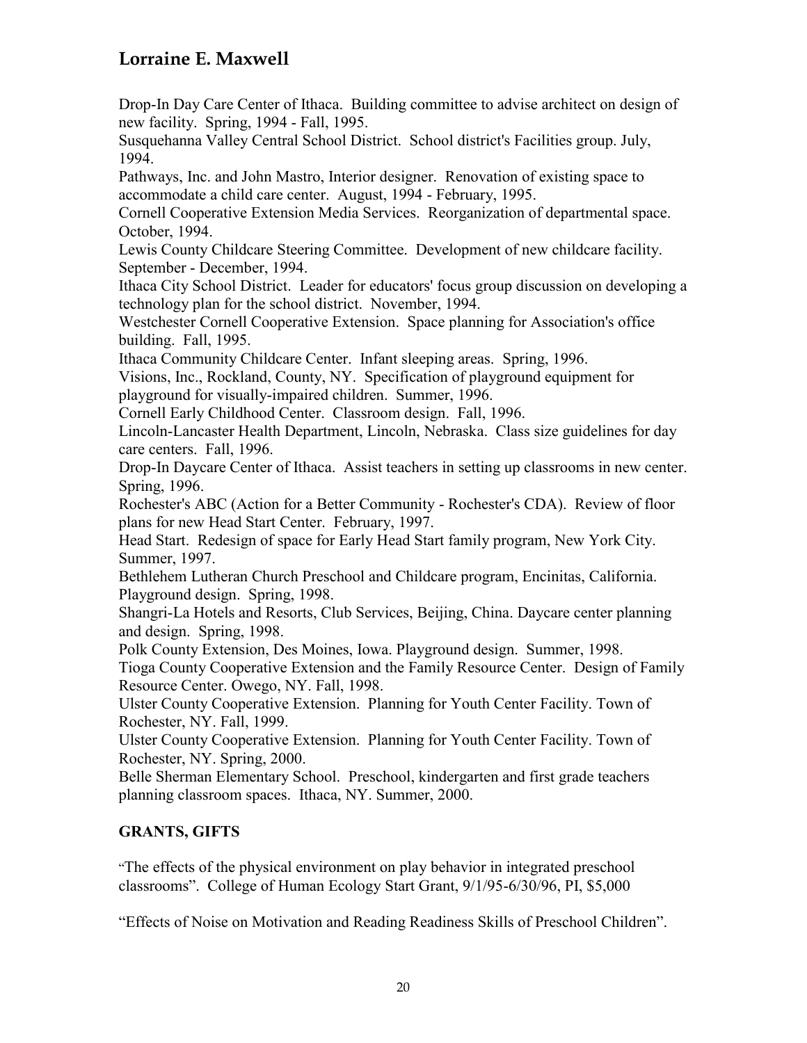Drop-In Day Care Center of Ithaca. Building committee to advise architect on design of new facility. Spring, 1994 - Fall, 1995.

Susquehanna Valley Central School District. School district's Facilities group. July, 1994.

Pathways, Inc. and John Mastro, Interior designer. Renovation of existing space to accommodate a child care center. August, 1994 - February, 1995.

Cornell Cooperative Extension Media Services. Reorganization of departmental space. October, 1994.

Lewis County Childcare Steering Committee. Development of new childcare facility. September - December, 1994.

Ithaca City School District. Leader for educators' focus group discussion on developing a technology plan for the school district. November, 1994.

Westchester Cornell Cooperative Extension. Space planning for Association's office building. Fall, 1995.

Ithaca Community Childcare Center. Infant sleeping areas. Spring, 1996.

Visions, Inc., Rockland, County, NY. Specification of playground equipment for playground for visually-impaired children. Summer, 1996.

Cornell Early Childhood Center. Classroom design. Fall, 1996.

Lincoln-Lancaster Health Department, Lincoln, Nebraska. Class size guidelines for day care centers. Fall, 1996.

Drop-In Daycare Center of Ithaca. Assist teachers in setting up classrooms in new center. Spring, 1996.

Rochester's ABC (Action for a Better Community - Rochester's CDA). Review of floor plans for new Head Start Center. February, 1997.

Head Start. Redesign of space for Early Head Start family program, New York City. Summer, 1997.

Bethlehem Lutheran Church Preschool and Childcare program, Encinitas, California. Playground design. Spring, 1998.

Shangri-La Hotels and Resorts, Club Services, Beijing, China. Daycare center planning and design. Spring, 1998.

Polk County Extension, Des Moines, Iowa. Playground design. Summer, 1998.

Tioga County Cooperative Extension and the Family Resource Center. Design of Family Resource Center. Owego, NY. Fall, 1998.

Ulster County Cooperative Extension. Planning for Youth Center Facility. Town of Rochester, NY. Fall, 1999.

Ulster County Cooperative Extension. Planning for Youth Center Facility. Town of Rochester, NY. Spring, 2000.

Belle Sherman Elementary School. Preschool, kindergarten and first grade teachers planning classroom spaces. Ithaca, NY. Summer, 2000.

## GRANTS, GIFTS

"The effects of the physical environment on play behavior in integrated preschool classrooms". College of Human Ecology Start Grant, 9/1/95-6/30/96, PI, $5,000

"Effects of Noise on Motivation and Reading Readiness Skills of Preschool Children".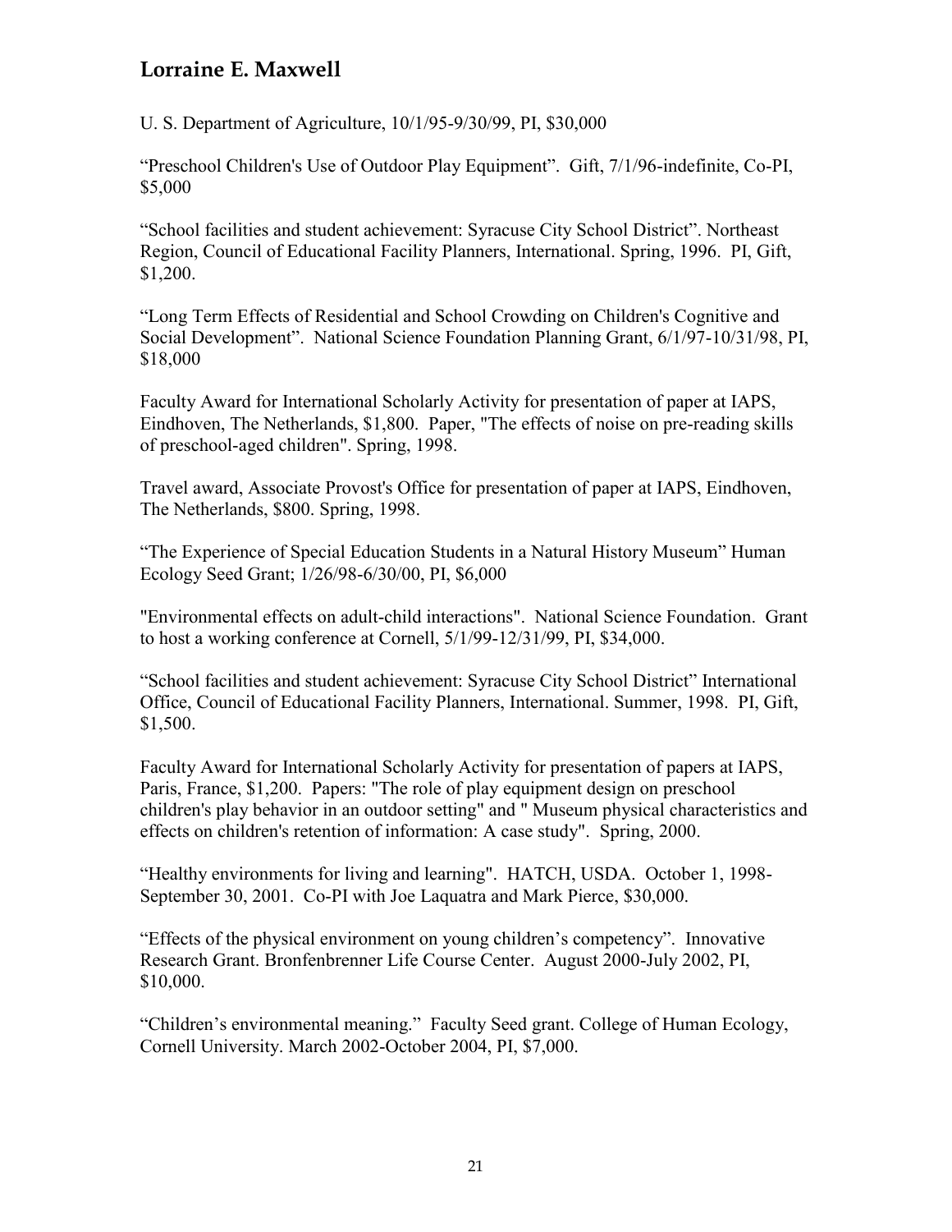U. S. Department of Agriculture, 10/1/95-9/30/99, PI, $30,000

"Preschool Children's Use of Outdoor Play Equipment". Gift, 7/1/96-indefinite, Co-PI, $5,000

"School facilities and student achievement: Syracuse City School District". Northeast Region, Council of Educational Facility Planners, International. Spring, 1996. PI, Gift, $1,200.

"Long Term Effects of Residential and School Crowding on Children's Cognitive and Social Development". National Science Foundation Planning Grant, 6/1/97-10/31/98, PI, $18,000

Faculty Award for International Scholarly Activity for presentation of paper at IAPS, Eindhoven, The Netherlands, $1,800. Paper, "The effects of noise on pre-reading skills of preschool-aged children". Spring, 1998.

Travel award, Associate Provost's Office for presentation of paper at IAPS, Eindhoven, The Netherlands, $800. Spring, 1998.

"The Experience of Special Education Students in a Natural History Museum" Human Ecology Seed Grant; 1/26/98-6/30/00, PI, $6,000

"Environmental effects on adult-child interactions". National Science Foundation. Grant to host a working conference at Cornell, 5/1/99-12/31/99, PI, $34,000.

"School facilities and student achievement: Syracuse City School District" International Office, Council of Educational Facility Planners, International. Summer, 1998. PI, Gift, $1,500.

Faculty Award for International Scholarly Activity for presentation of papers at IAPS, Paris, France, $1,200. Papers: "The role of play equipment design on preschool children's play behavior in an outdoor setting" and " Museum physical characteristics and effects on children's retention of information: A case study". Spring, 2000.

"Healthy environments for living and learning". HATCH, USDA. October 1, 1998-September 30, 2001. Co-PI with Joe Laquatra and Mark Pierce, $30,000.

"Effects of the physical environment on young children's competency". Innovative Research Grant. Bronfenbrenner Life Course Center. August 2000-July 2002, PI, $10,000.

"Children's environmental meaning." Faculty Seed grant. College of Human Ecology, Cornell University. March 2002-October 2004, PI, $7,000.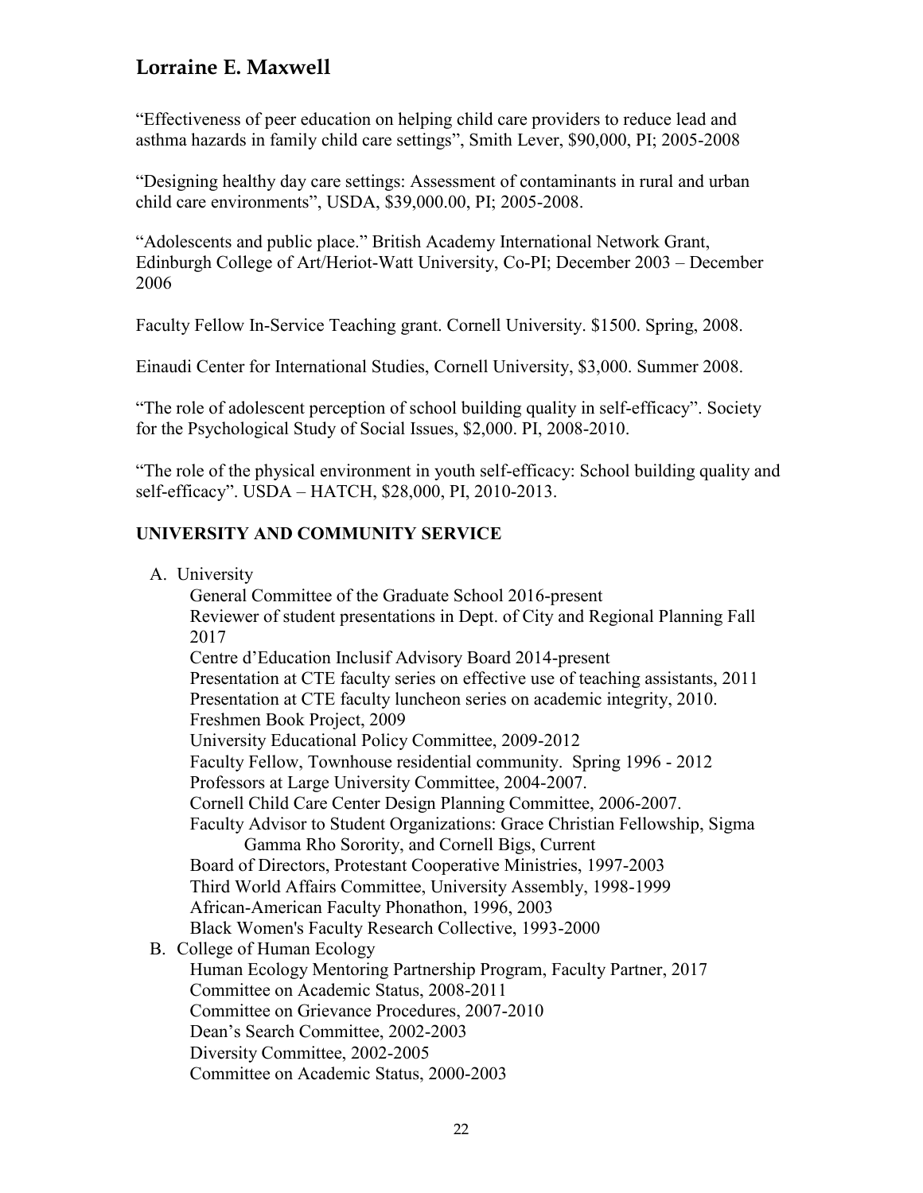“Effectiveness of peer education on helping child care providers to reduce lead and asthma hazards in family child care settings”, Smith Lever, $90,000, PI; 2005-2008

“Designing healthy day care settings: Assessment of contaminants in rural and urban child care environments”, USDA, $39,000.00, PI; 2005-2008.

“Adolescents and public place.” British Academy International Network Grant, Edinburgh College of Art/Heriot-Watt University, Co-PI; December 2003 – December 2006

Faculty Fellow In-Service Teaching grant. Cornell University. $1500. Spring, 2008.

Einaudi Center for International Studies, Cornell University, $3,000. Summer 2008.

“The role of adolescent perception of school building quality in self-efficacy”. Society for the Psychological Study of Social Issues, $2,000. PI, 2008-2010.

“The role of the physical environment in youth self-efficacy: School building quality and self-efficacy”. USDA – HATCH, $28,000, PI, 2010-2013.

## UNIVERSITY AND COMMUNITY SERVICE

A. University
- General Committee of the Graduate School 2016-present
- Reviewer of student presentations in Dept. of City and Regional Planning Fall 2017
- Centre d’Education Inclusif Advisory Board 2014-present
- Presentation at CTE faculty series on effective use of teaching assistants, 2011
- Presentation at CTE faculty luncheon series on academic integrity, 2010.
- Freshmen Book Project, 2009
- University Educational Policy Committee, 2009-2012
- Faculty Fellow, Townhouse residential community. Spring 1996 - 2012
- Professors at Large University Committee, 2004-2007.
- Cornell Child Care Center Design Planning Committee, 2006-2007.
- Faculty Advisor to Student Organizations: Grace Christian Fellowship, Sigma Gamma Rho Sorority, and Cornell Bigs, Current
- Board of Directors, Protestant Cooperative Ministries, 1997-2003
- Third World Affairs Committee, University Assembly, 1998-1999
- African-American Faculty Phonathon, 1996, 2003
- Black Women's Faculty Research Collective, 1993-2000

B. College of Human Ecology
- Human Ecology Mentoring Partnership Program, Faculty Partner, 2017
- Committee on Academic Status, 2008-2011
- Committee on Grievance Procedures, 2007-2010
- Dean’s Search Committee, 2002-2003
- Diversity Committee, 2002-2005
- Committee on Academic Status, 2000-2003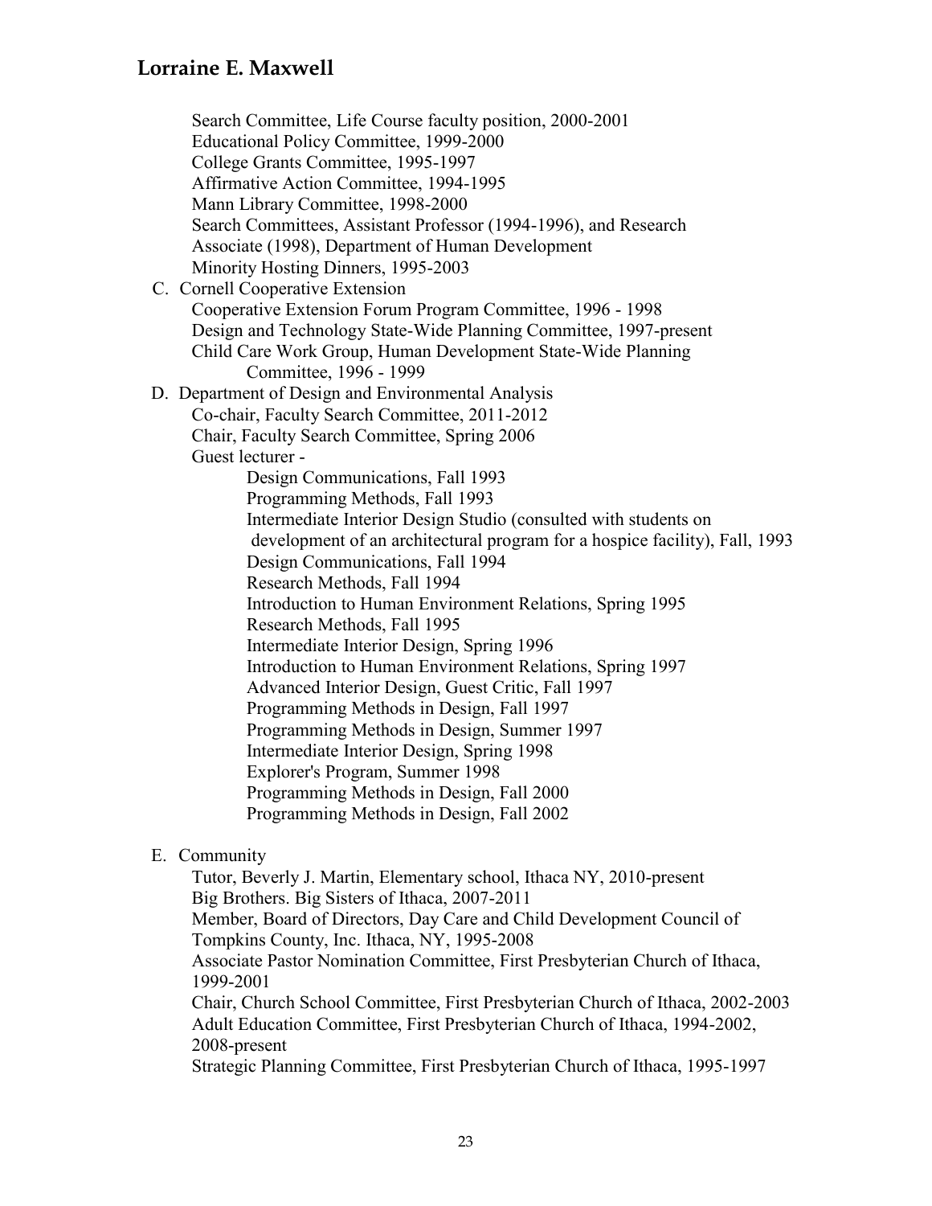Search Committee, Life Course faculty position, 2000-2001
Educational Policy Committee, 1999-2000
College Grants Committee, 1995-1997
Affirmative Action Committee, 1994-1995
Mann Library Committee, 1998-2000
Search Committees, Assistant Professor (1994-1996), and Research Associate (1998), Department of Human Development
Minority Hosting Dinners, 1995-2003

C. Cornell Cooperative Extension
   - Cooperative Extension Forum Program Committee, 1996 - 1998
   - Design and Technology State-Wide Planning Committee, 1997-present
   - Child Care Work Group, Human Development State-Wide Planning Committee, 1996 - 1999

D. Department of Design and Environmental Analysis
   - Co-chair, Faculty Search Committee, 2011-2012
   - Chair, Faculty Search Committee, Spring 2006
   - Guest lecturer -
     - Design Communications, Fall 1993
     - Programming Methods, Fall 1993
     - Intermediate Interior Design Studio (consulted with students on development of an architectural program for a hospice facility), Fall, 1993
     - Design Communications, Fall 1994
     - Research Methods, Fall 1994
     - Introduction to Human Environment Relations, Spring 1995
     - Research Methods, Fall 1995
     - Intermediate Interior Design, Spring 1996
     - Introduction to Human Environment Relations, Spring 1997
     - Advanced Interior Design, Guest Critic, Fall 1997
     - Programming Methods in Design, Fall 1997
     - Programming Methods in Design, Summer 1997
     - Intermediate Interior Design, Spring 1998
     - Explorer's Program, Summer 1998
     - Programming Methods in Design, Fall 2000
     - Programming Methods in Design, Fall 2002

E. Community
   - Tutor, Beverly J. Martin, Elementary school, Ithaca NY, 2010-present
   - Big Brothers. Big Sisters of Ithaca, 2007-2011
   - Member, Board of Directors, Day Care and Child Development Council of Tompkins County, Inc. Ithaca, NY, 1995-2008
   - Associate Pastor Nomination Committee, First Presbyterian Church of Ithaca, 1999-2001
   - Chair, Church School Committee, First Presbyterian Church of Ithaca, 2002-2003
   - Adult Education Committee, First Presbyterian Church of Ithaca, 1994-2002, 2008-present
   - Strategic Planning Committee, First Presbyterian Church of Ithaca, 1995-1997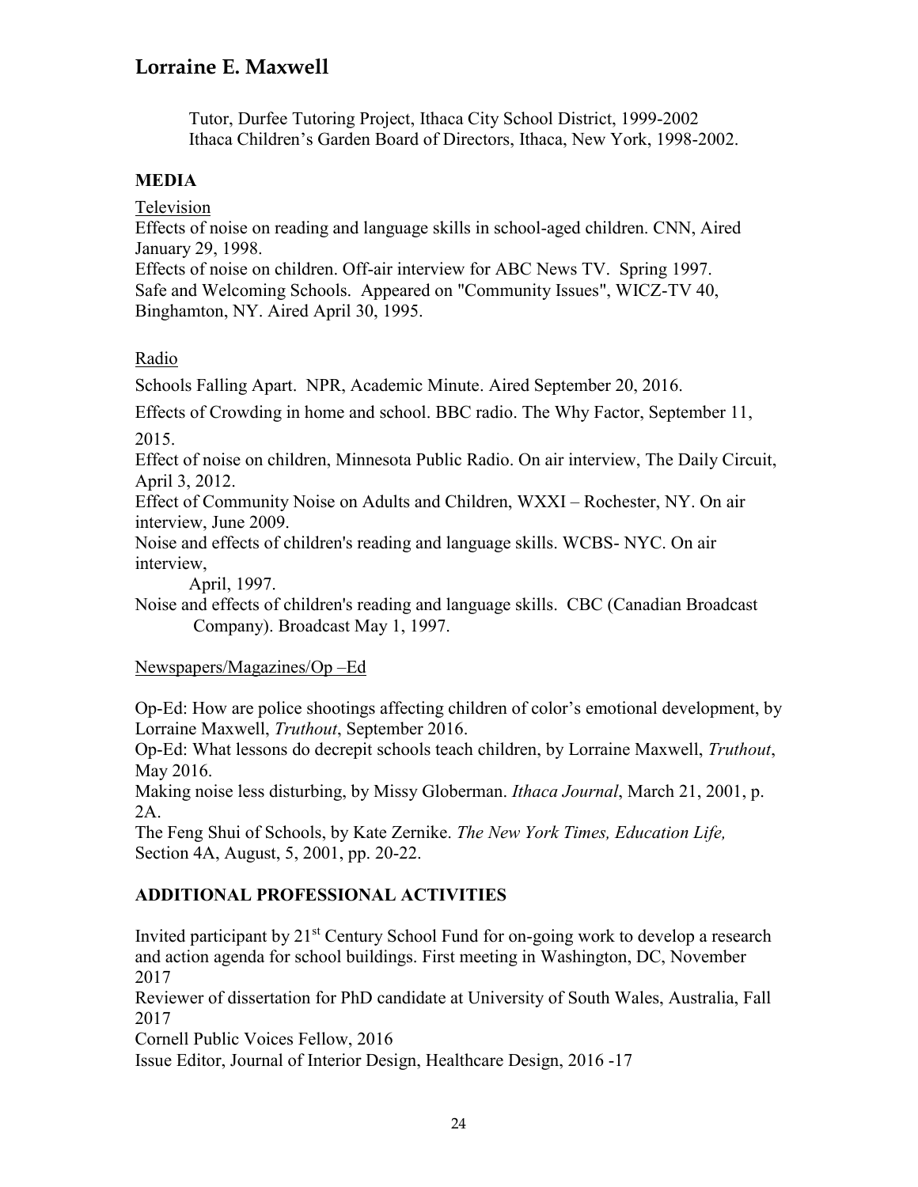Tutor, Durfee Tutoring Project, Ithaca City School District, 1999-2002
Ithaca Children's Garden Board of Directors, Ithaca, New York, 1998-2002.

## MEDIA

Television

Effects of noise on reading and language skills in school-aged children. CNN, Aired January 29, 1998.
Effects of noise on children. Off-air interview for ABC News TV. Spring 1997.
Safe and Welcoming Schools. Appeared on "Community Issues", WICZ-TV 40, Binghamton, NY. Aired April 30, 1995.

Radio

Schools Falling Apart. NPR, Academic Minute. Aired September 20, 2016.

Effects of Crowding in home and school. BBC radio. The Why Factor, September 11, 2015.

Effect of noise on children, Minnesota Public Radio. On air interview, The Daily Circuit, April 3, 2012.
Effect of Community Noise on Adults and Children, WXXI – Rochester, NY. On air interview, June 2009.
Noise and effects of children's reading and language skills. WCBS- NYC. On air interview, April, 1997.
Noise and effects of children's reading and language skills. CBC (Canadian Broadcast Company). Broadcast May 1, 1997.

Newspapers/Magazines/Op –Ed

Op-Ed: How are police shootings affecting children of color's emotional development, by Lorraine Maxwell, *Truthout*, September 2016.
Op-Ed: What lessons do decrepit schools teach children, by Lorraine Maxwell, *Truthout*, May 2016.
Making noise less disturbing, by Missy Globerman. *Ithaca Journal*, March 21, 2001, p. 2A.
The Feng Shui of Schools, by Kate Zernike. *The New York Times, Education Life,* Section 4A, August, 5, 2001, pp. 20-22.

## ADDITIONAL PROFESSIONAL ACTIVITIES

Invited participant by 21st Century School Fund for on-going work to develop a research and action agenda for school buildings. First meeting in Washington, DC, November 2017
Reviewer of dissertation for PhD candidate at University of South Wales, Australia, Fall 2017
Cornell Public Voices Fellow, 2016
Issue Editor, Journal of Interior Design, Healthcare Design, 2016 -17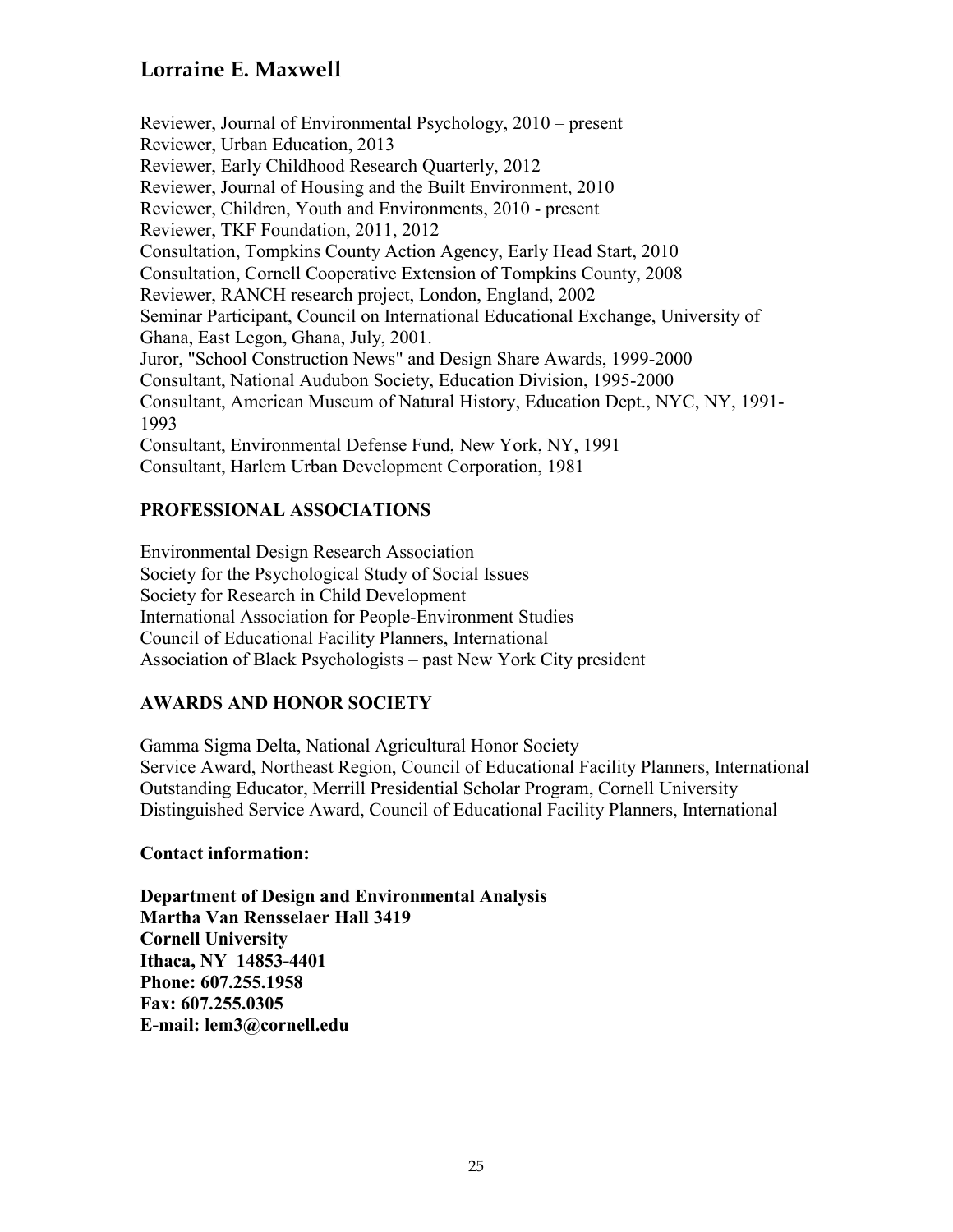Reviewer, Journal of Environmental Psychology, 2010 – present
Reviewer, Urban Education, 2013
Reviewer, Early Childhood Research Quarterly, 2012
Reviewer, Journal of Housing and the Built Environment, 2010
Reviewer, Children, Youth and Environments, 2010 - present
Reviewer, TKF Foundation, 2011, 2012
Consultation, Tompkins County Action Agency, Early Head Start, 2010
Consultation, Cornell Cooperative Extension of Tompkins County, 2008
Reviewer, RANCH research project, London, England, 2002
Seminar Participant, Council on International Educational Exchange, University of Ghana, East Legon, Ghana, July, 2001.
Juror, "School Construction News" and Design Share Awards, 1999-2000
Consultant, National Audubon Society, Education Division, 1995-2000
Consultant, American Museum of Natural History, Education Dept., NYC, NY, 1991-1993
Consultant, Environmental Defense Fund, New York, NY, 1991
Consultant, Harlem Urban Development Corporation, 1981

## PROFESSIONAL ASSOCIATIONS

Environmental Design Research Association
Society for the Psychological Study of Social Issues
Society for Research in Child Development
International Association for People-Environment Studies
Council of Educational Facility Planners, International
Association of Black Psychologists – past New York City president

## AWARDS AND HONOR SOCIETY

Gamma Sigma Delta, National Agricultural Honor Society
Service Award, Northeast Region, Council of Educational Facility Planners, International
Outstanding Educator, Merrill Presidential Scholar Program, Cornell University
Distinguished Service Award, Council of Educational Facility Planners, International

**Contact information:**

**Department of Design and Environmental Analysis**
**Martha Van Rensselaer Hall 3419**
**Cornell University**
**Ithaca, NY 14853-4401**
**Phone: 607.255.1958**
**Fax: 607.255.0305**
**E-mail: lem3@cornell.edu**